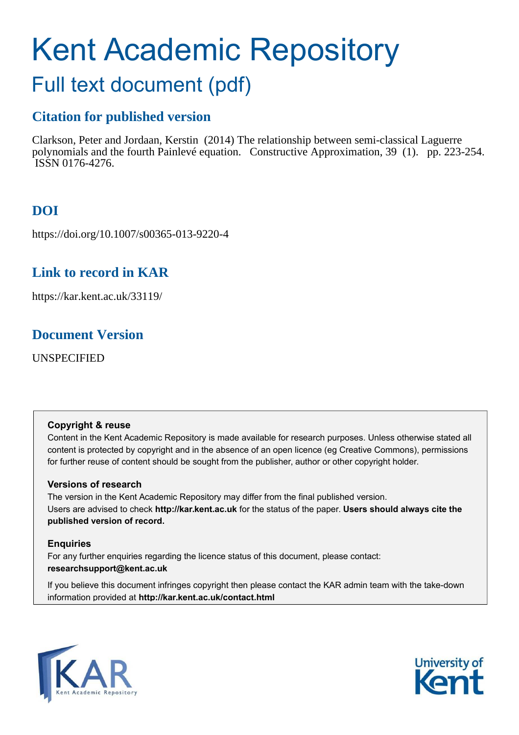# Kent Academic Repository

## Full text document (pdf)

### Citation for published version

Clarkson, Peter and Jordaan, Kerstin (2014) The relationship between semi-classical Laguerre polynomials and the fourth Painlevé equation. Constructive Approximation, 39 (1). pp. 223-254. ISSN 0176-4276.

### DOI

https://doi.org/10.1007/s00365-013-9220-4

### Link to record in KAR

https://kar.kent.ac.uk/33119/

### Document Version

UNSPECIFIED

**Copyright & reuse**

Content in the Kent Academic Repository is made available for research purposes. Unless otherwise stated all content is protected by copyright and in the absence of an open licence (eg Creative Commons), permissions for further reuse of content should be sought from the publisher, author or other copyright holder.

**Versions of research**

The version in the Kent Academic Repository may differ from the final published version. Users are advised to check **http://kar.kent.ac.uk** for the status of the paper. **Users should always cite the published version of record.**

**Enquiries**

For any further enquiries regarding the licence status of this document, please contact: **researchsupport@kent.ac.uk**

If you believe this document infringes copyright then please contact the KAR admin team with the take-down information provided at **http://kar.kent.ac.uk/contact.html**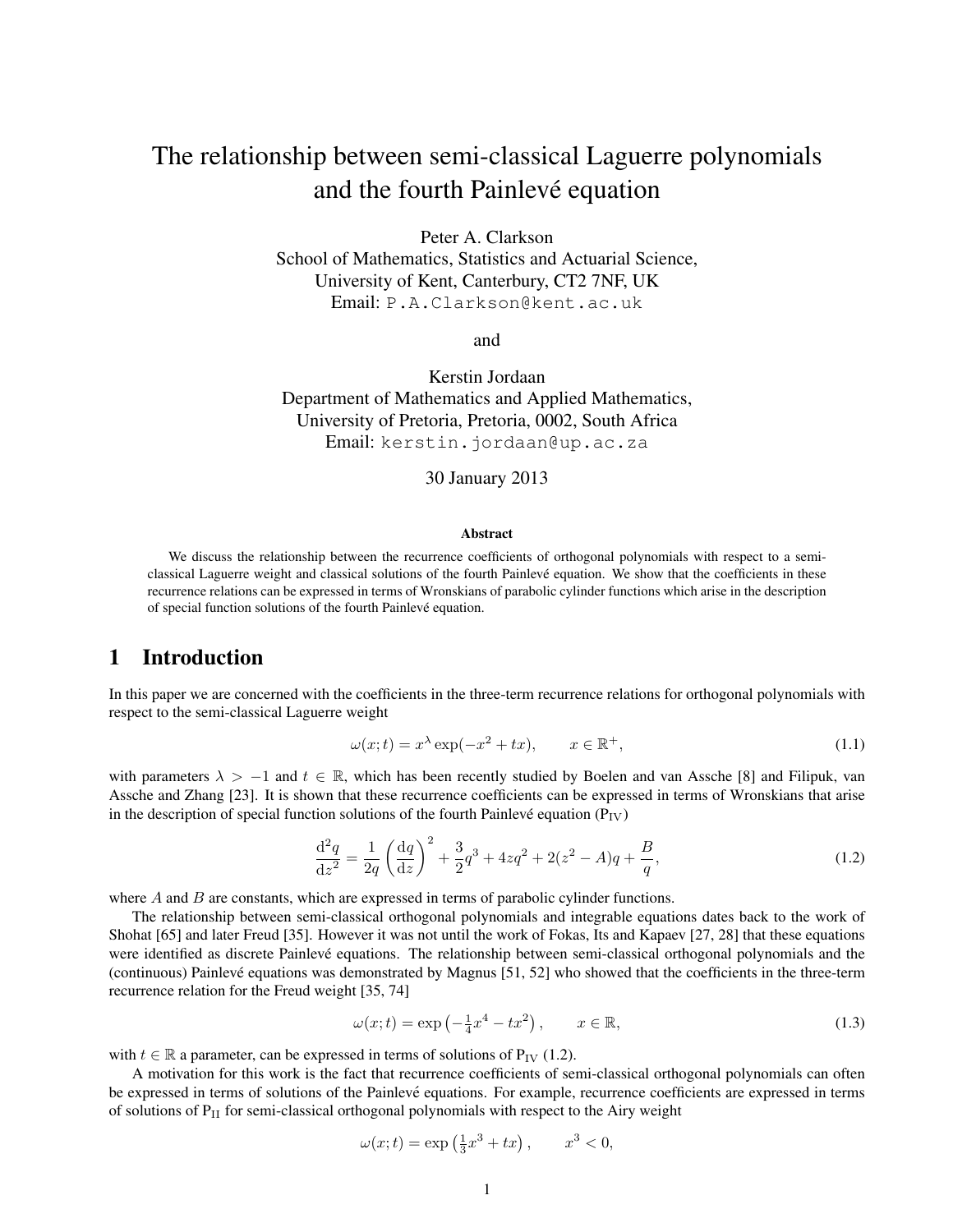# The relationship between semi-classical Laguerre polynomials and the fourth Painlevé equation

Peter A. Clarkson  
School of Mathematics, Statistics and Actuarial Science,  
University of Kent, Canterbury, CT2 7NF, UK  
Email: P.A.Clarkson@kent.ac.uk

and

Kerstin Jordaan  
Department of Mathematics and Applied Mathematics,  
University of Pretoria, Pretoria, 0002, South Africa  
Email: kerstin.jordaan@up.ac.za

30 January 2013

**Abstract**

We discuss the relationship between the recurrence coefficients of orthogonal polynomials with respect to a semi-classical Laguerre weight and classical solutions of the fourth Painlevé equation. We show that the coefficients in these recurrence relations can be expressed in terms of Wronskians of parabolic cylinder functions which arise in the description of special function solutions of the fourth Painlevé equation.

## 1 Introduction

In this paper we are concerned with the coefficients in the three-term recurrence relations for orthogonal polynomials with respect to the semi-classical Laguerre weight

$$\omega(x;t) = x^{\lambda} \exp(-x^2 + tx), \qquad x \in \mathbb{R}^+, \tag{1.1}$$

with parameters $\lambda > -1$ and $t \in \mathbb{R}$, which has been recently studied by Boelen and van Assche [8] and Filipuk, van Assche and Zhang [23]. It is shown that these recurrence coefficients can be expressed in terms of Wronskians that arise in the description of special function solutions of the fourth Painlevé equation ($\mathrm{P_{IV}}$)

$$\frac{\mathrm{d}^2 q}{\mathrm{d}z^2} = \frac{1}{2q}\left(\frac{\mathrm{d}q}{\mathrm{d}z}\right)^2 + \frac{3}{2}q^3 + 4zq^2 + 2(z^2 - A)q + \frac{B}{q}, \tag{1.2}$$

where $A$ and $B$ are constants, which are expressed in terms of parabolic cylinder functions.

The relationship between semi-classical orthogonal polynomials and integrable equations dates back to the work of Shohat [65] and later Freud [35]. However it was not until the work of Fokas, Its and Kapaev [27, 28] that these equations were identified as discrete Painlevé equations. The relationship between semi-classical orthogonal polynomials and the (continuous) Painlevé equations was demonstrated by Magnus [51, 52] who showed that the coefficients in the three-term recurrence relation for the Freud weight [35, 74]

$$\omega(x;t) = \exp\left(-\tfrac{1}{4}x^4 - tx^2\right), \qquad x \in \mathbb{R}, \tag{1.3}$$

with $t \in \mathbb{R}$ a parameter, can be expressed in terms of solutions of $\mathrm{P_{IV}}$ (1.2).

A motivation for this work is the fact that recurrence coefficients of semi-classical orthogonal polynomials can often be expressed in terms of solutions of the Painlevé equations. For example, recurrence coefficients are expressed in terms of solutions of $\mathrm{P_{II}}$ for semi-classical orthogonal polynomials with respect to the Airy weight

$$\omega(x;t) = \exp\left(\tfrac{1}{3}x^3 + tx\right), \qquad x^3 < 0,$$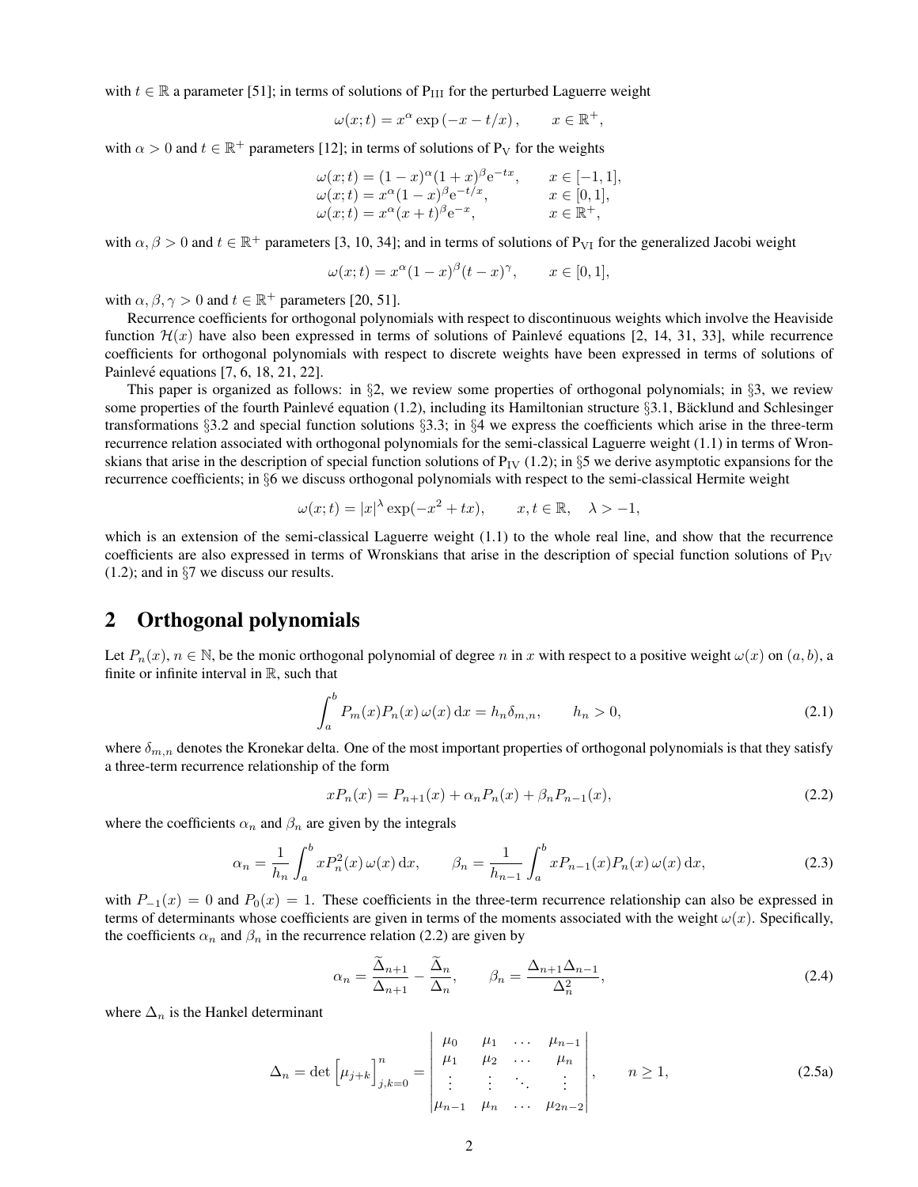with $t \in \mathbb{R}$ a parameter [51]; in terms of solutions of $\mathrm{P_{III}}$ for the perturbed Laguerre weight

$$\omega(x;t) = x^\alpha \exp\left(-x - t/x\right), \qquad x \in \mathbb{R}^+,$$

with $\alpha > 0$ and $t \in \mathbb{R}^+$ parameters [12]; in terms of solutions of $\mathrm{P_V}$ for the weights

$$\begin{array}{ll}
\omega(x;t) = (1-x)^\alpha (1+x)^\beta \mathrm{e}^{-tx}, & x \in [-1,1], \\
\omega(x;t) = x^\alpha (1-x)^\beta \mathrm{e}^{-t/x}, & x \in [0,1], \\
\omega(x;t) = x^\alpha (x+t)^\beta \mathrm{e}^{-x}, & x \in \mathbb{R}^+,
\end{array}$$

with $\alpha, \beta > 0$ and $t \in \mathbb{R}^+$ parameters [3, 10, 34]; and in terms of solutions of $\mathrm{P_{VI}}$ for the generalized Jacobi weight

$$\omega(x;t) = x^\alpha (1-x)^\beta (t-x)^\gamma, \qquad x \in [0,1],$$

with $\alpha, \beta, \gamma > 0$ and $t \in \mathbb{R}^+$ parameters [20, 51].

Recurrence coefficients for orthogonal polynomials with respect to discontinuous weights which involve the Heaviside function $\mathcal{H}(x)$ have also been expressed in terms of solutions of Painlevé equations [2, 14, 31, 33], while recurrence coefficients for orthogonal polynomials with respect to discrete weights have been expressed in terms of solutions of Painlevé equations [7, 6, 18, 21, 22].

This paper is organized as follows: in §2, we review some properties of orthogonal polynomials; in §3, we review some properties of the fourth Painlevé equation (1.2), including its Hamiltonian structure §3.1, Bäcklund and Schlesinger transformations §3.2 and special function solutions §3.3; in §4 we express the coefficients which arise in the three-term recurrence relation associated with orthogonal polynomials for the semi-classical Laguerre weight (1.1) in terms of Wronskians that arise in the description of special function solutions of $\mathrm{P_{IV}}$ (1.2); in §5 we derive asymptotic expansions for the recurrence coefficients; in §6 we discuss orthogonal polynomials with respect to the semi-classical Hermite weight

$$\omega(x;t) = |x|^\lambda \exp(-x^2 + tx), \qquad x, t \in \mathbb{R}, \quad \lambda > -1,$$

which is an extension of the semi-classical Laguerre weight (1.1) to the whole real line, and show that the recurrence coefficients are also expressed in terms of Wronskians that arise in the description of special function solutions of $\mathrm{P_{IV}}$ (1.2); and in §7 we discuss our results.

## 2 Orthogonal polynomials

Let $P_n(x)$, $n \in \mathbb{N}$, be the monic orthogonal polynomial of degree $n$ in $x$ with respect to a positive weight $\omega(x)$ on $(a,b)$, a finite or infinite interval in $\mathbb{R}$, such that

$$\int_a^b P_m(x) P_n(x)\, \omega(x)\, \mathrm{d}x = h_n \delta_{m,n}, \qquad h_n > 0, \tag{2.1}$$

where $\delta_{m,n}$ denotes the Kronekar delta. One of the most important properties of orthogonal polynomials is that they satisfy a three-term recurrence relationship of the form

$$xP_n(x) = P_{n+1}(x) + \alpha_n P_n(x) + \beta_n P_{n-1}(x), \tag{2.2}$$

where the coefficients $\alpha_n$ and $\beta_n$ are given by the integrals

$$\alpha_n = \frac{1}{h_n} \int_a^b x P_n^2(x)\, \omega(x)\, \mathrm{d}x, \qquad \beta_n = \frac{1}{h_{n-1}} \int_a^b x P_{n-1}(x) P_n(x)\, \omega(x)\, \mathrm{d}x, \tag{2.3}$$

with $P_{-1}(x) = 0$ and $P_0(x) = 1$. These coefficients in the three-term recurrence relationship can also be expressed in terms of determinants whose coefficients are given in terms of the moments associated with the weight $\omega(x)$. Specifically, the coefficients $\alpha_n$ and $\beta_n$ in the recurrence relation (2.2) are given by

$$\alpha_n = \frac{\widetilde{\Delta}_{n+1}}{\Delta_{n+1}} - \frac{\widetilde{\Delta}_n}{\Delta_n}, \qquad \beta_n = \frac{\Delta_{n+1}\Delta_{n-1}}{\Delta_n^2}, \tag{2.4}$$

where $\Delta_n$ is the Hankel determinant

$$\Delta_n = \det\Big[\mu_{j+k}\Big]_{j,k=0}^{n} = \begin{vmatrix} \mu_0 & \mu_1 & \dots & \mu_{n-1} \\ \mu_1 & \mu_2 & \dots & \mu_n \\ \vdots & \vdots & \ddots & \vdots \\ \mu_{n-1} & \mu_n & \dots & \mu_{2n-2} \end{vmatrix}, \qquad n \geq 1, \tag{2.5a}$$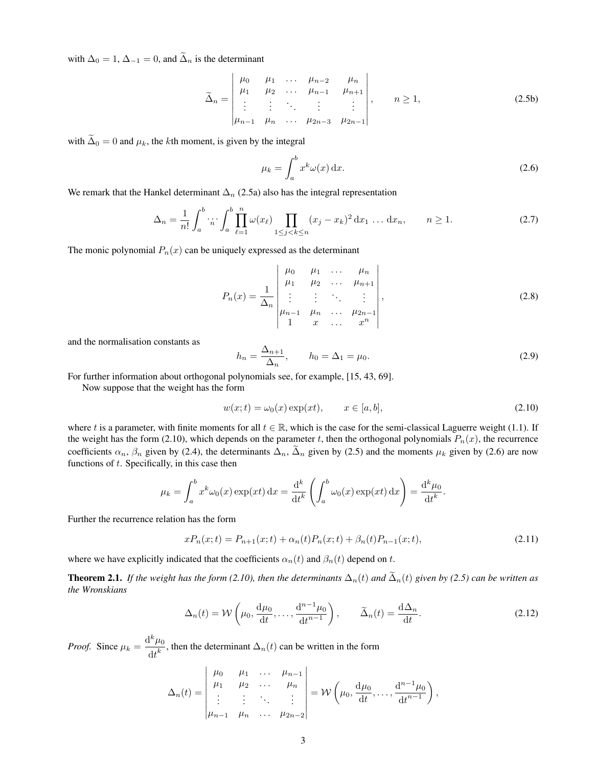with $\Delta_0 = 1$, $\Delta_{-1} = 0$, and $\widetilde{\Delta}_n$ is the determinant

$$
\widetilde{\Delta}_n = \begin{vmatrix} \mu_0 & \mu_1 & \dots & \mu_{n-2} & \mu_n \\ \mu_1 & \mu_2 & \dots & \mu_{n-1} & \mu_{n+1} \\ \vdots & \vdots & \ddots & \vdots & \vdots \\ \mu_{n-1} & \mu_n & \dots & \mu_{2n-3} & \mu_{2n-1} \end{vmatrix}, \qquad n \geq 1, \tag{2.5b}
$$

with $\widetilde{\Delta}_0 = 0$ and $\mu_k$, the $k$th moment, is given by the integral

$$
\mu_k = \int_a^b x^k \omega(x)\,\mathrm{d}x. \tag{2.6}
$$

We remark that the Hankel determinant $\Delta_n$ (2.5a) also has the integral representation

$$
\Delta_n = \frac{1}{n!} \int_a^b \overset{n}{\cdots} \int_a^b \prod_{\ell=1}^{n} \omega(x_\ell) \prod_{1 \leq j < k \leq n} (x_j - x_k)^2 \,\mathrm{d}x_1 \ldots \mathrm{d}x_n, \qquad n \geq 1. \tag{2.7}
$$

The monic polynomial $P_n(x)$ can be uniquely expressed as the determinant

$$
P_n(x) = \frac{1}{\Delta_n} \begin{vmatrix} \mu_0 & \mu_1 & \dots & \mu_n \\ \mu_1 & \mu_2 & \dots & \mu_{n+1} \\ \vdots & \vdots & \ddots & \vdots \\ \mu_{n-1} & \mu_n & \dots & \mu_{2n-1} \\ 1 & x & \dots & x^n \end{vmatrix}, \tag{2.8}
$$

and the normalisation constants as

$$
h_n = \frac{\Delta_{n+1}}{\Delta_n}, \qquad h_0 = \Delta_1 = \mu_0. \tag{2.9}
$$

For further information about orthogonal polynomials see, for example, [15, 43, 69].

Now suppose that the weight has the form

$$
w(x;t) = \omega_0(x) \exp(xt), \qquad x \in [a,b], \tag{2.10}
$$

where $t$ is a parameter, with finite moments for all $t \in \mathbb{R}$, which is the case for the semi-classical Laguerre weight (1.1). If the weight has the form (2.10), which depends on the parameter $t$, then the orthogonal polynomials $P_n(x)$, the recurrence coefficients $\alpha_n$, $\beta_n$ given by (2.4), the determinants $\Delta_n$, $\widetilde{\Delta}_n$ given by (2.5) and the moments $\mu_k$ given by (2.6) are now functions of $t$. Specifically, in this case then

$$
\mu_k = \int_a^b x^k \omega_0(x) \exp(xt)\,\mathrm{d}x = \frac{\mathrm{d}^k}{\mathrm{d}t^k}\left( \int_a^b \omega_0(x) \exp(xt)\,\mathrm{d}x \right) = \frac{\mathrm{d}^k \mu_0}{\mathrm{d}t^k}.
$$

Further the recurrence relation has the form

$$
xP_n(x;t) = P_{n+1}(x;t) + \alpha_n(t) P_n(x;t) + \beta_n(t) P_{n-1}(x;t), \tag{2.11}
$$

where we have explicitly indicated that the coefficients $\alpha_n(t)$ and $\beta_n(t)$ depend on $t$.

**Theorem 2.1.** *If the weight has the form (2.10), then the determinants $\Delta_n(t)$ and $\widetilde{\Delta}_n(t)$ given by (2.5) can be written as the Wronskians*

$$
\Delta_n(t) = \mathcal{W}\left( \mu_0, \frac{\mathrm{d}\mu_0}{\mathrm{d}t}, \ldots, \frac{\mathrm{d}^{n-1}\mu_0}{\mathrm{d}t^{n-1}} \right), \qquad \widetilde{\Delta}_n(t) = \frac{\mathrm{d}\Delta_n}{\mathrm{d}t}. \tag{2.12}
$$

*Proof.* Since $\mu_k = \dfrac{\mathrm{d}^k \mu_0}{\mathrm{d}t^k}$, then the determinant $\Delta_n(t)$ can be written in the form

$$
\Delta_n(t) = \begin{vmatrix} \mu_0 & \mu_1 & \dots & \mu_{n-1} \\ \mu_1 & \mu_2 & \dots & \mu_n \\ \vdots & \vdots & \ddots & \vdots \\ \mu_{n-1} & \mu_n & \dots & \mu_{2n-2} \end{vmatrix} = \mathcal{W}\left( \mu_0, \frac{\mathrm{d}\mu_0}{\mathrm{d}t}, \ldots, \frac{\mathrm{d}^{n-1}\mu_0}{\mathrm{d}t^{n-1}} \right),
$$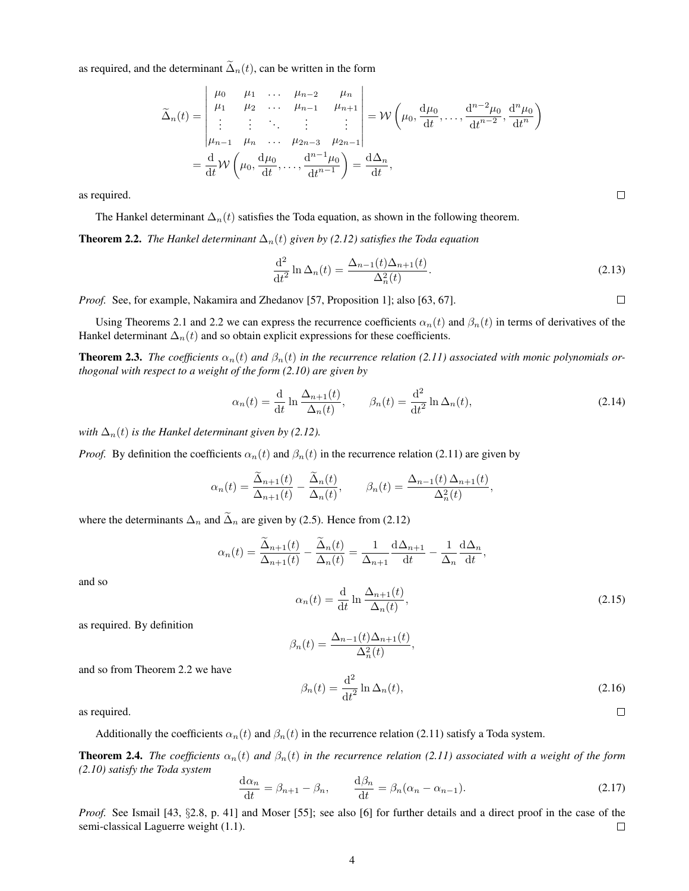as required, and the determinant $\widetilde{\Delta}_n(t)$, can be written in the form

$$
\begin{aligned}
\widetilde{\Delta}_n(t) &= \begin{vmatrix} \mu_0 & \mu_1 & \dots & \mu_{n-2} & \mu_n \\ \mu_1 & \mu_2 & \dots & \mu_{n-1} & \mu_{n+1} \\ \vdots & \vdots & \ddots & \vdots & \vdots \\ \mu_{n-1} & \mu_n & \dots & \mu_{2n-3} & \mu_{2n-1} \end{vmatrix} = \mathcal{W}\left(\mu_0, \frac{\mathrm{d}\mu_0}{\mathrm{d}t}, \dots, \frac{\mathrm{d}^{n-2}\mu_0}{\mathrm{d}t^{n-2}}, \frac{\mathrm{d}^n\mu_0}{\mathrm{d}t^n}\right) \\
&= \frac{\mathrm{d}}{\mathrm{d}t}\mathcal{W}\left(\mu_0, \frac{\mathrm{d}\mu_0}{\mathrm{d}t}, \dots, \frac{\mathrm{d}^{n-1}\mu_0}{\mathrm{d}t^{n-1}}\right) = \frac{\mathrm{d}\Delta_n}{\mathrm{d}t},
\end{aligned}
$$

as required. □

The Hankel determinant $\Delta_n(t)$ satisfies the Toda equation, as shown in the following theorem.

**Theorem 2.2.** *The Hankel determinant $\Delta_n(t)$ given by (2.12) satisfies the Toda equation*

$$
\frac{\mathrm{d}^2}{\mathrm{d}t^2}\ln\Delta_n(t) = \frac{\Delta_{n-1}(t)\Delta_{n+1}(t)}{\Delta_n^2(t)}. \tag{2.13}
$$

*Proof.* See, for example, Nakamira and Zhedanov [57, Proposition 1]; also [63, 67]. □

Using Theorems 2.1 and 2.2 we can express the recurrence coefficients $\alpha_n(t)$ and $\beta_n(t)$ in terms of derivatives of the Hankel determinant $\Delta_n(t)$ and so obtain explicit expressions for these coefficients.

**Theorem 2.3.** *The coefficients $\alpha_n(t)$ and $\beta_n(t)$ in the recurrence relation (2.11) associated with monic polynomials orthogonal with respect to a weight of the form (2.10) are given by*

$$
\alpha_n(t) = \frac{\mathrm{d}}{\mathrm{d}t}\ln\frac{\Delta_{n+1}(t)}{\Delta_n(t)}, \qquad \beta_n(t) = \frac{\mathrm{d}^2}{\mathrm{d}t^2}\ln\Delta_n(t), \tag{2.14}
$$

*with $\Delta_n(t)$ is the Hankel determinant given by (2.12).*

*Proof.* By definition the coefficients $\alpha_n(t)$ and $\beta_n(t)$ in the recurrence relation (2.11) are given by

$$
\alpha_n(t) = \frac{\widetilde{\Delta}_{n+1}(t)}{\Delta_{n+1}(t)} - \frac{\widetilde{\Delta}_n(t)}{\Delta_n(t)}, \qquad \beta_n(t) = \frac{\Delta_{n-1}(t)\,\Delta_{n+1}(t)}{\Delta_n^2(t)},
$$

where the determinants $\Delta_n$ and $\widetilde{\Delta}_n$ are given by (2.5). Hence from (2.12)

$$
\alpha_n(t) = \frac{\widetilde{\Delta}_{n+1}(t)}{\Delta_{n+1}(t)} - \frac{\widetilde{\Delta}_n(t)}{\Delta_n(t)} = \frac{1}{\Delta_{n+1}}\frac{\mathrm{d}\Delta_{n+1}}{\mathrm{d}t} - \frac{1}{\Delta_n}\frac{\mathrm{d}\Delta_n}{\mathrm{d}t},
$$

and so

$$
\alpha_n(t) = \frac{\mathrm{d}}{\mathrm{d}t}\ln\frac{\Delta_{n+1}(t)}{\Delta_n(t)}, \tag{2.15}
$$

as required. By definition

$$
\beta_n(t) = \frac{\Delta_{n-1}(t)\Delta_{n+1}(t)}{\Delta_n^2(t)},
$$

and so from Theorem 2.2 we have

$$
\beta_n(t) = \frac{\mathrm{d}^2}{\mathrm{d}t^2}\ln\Delta_n(t), \tag{2.16}
$$

as required. □

Additionally the coefficients $\alpha_n(t)$ and $\beta_n(t)$ in the recurrence relation (2.11) satisfy a Toda system.

**Theorem 2.4.** *The coefficients $\alpha_n(t)$ and $\beta_n(t)$ in the recurrence relation (2.11) associated with a weight of the form (2.10) satisfy the Toda system*

$$
\frac{\mathrm{d}\alpha_n}{\mathrm{d}t} = \beta_{n+1} - \beta_n, \qquad \frac{\mathrm{d}\beta_n}{\mathrm{d}t} = \beta_n(\alpha_n - \alpha_{n-1}). \tag{2.17}
$$

*Proof.* See Ismail [43, §2.8, p. 41] and Moser [55]; see also [6] for further details and a direct proof in the case of the semi-classical Laguerre weight (1.1). □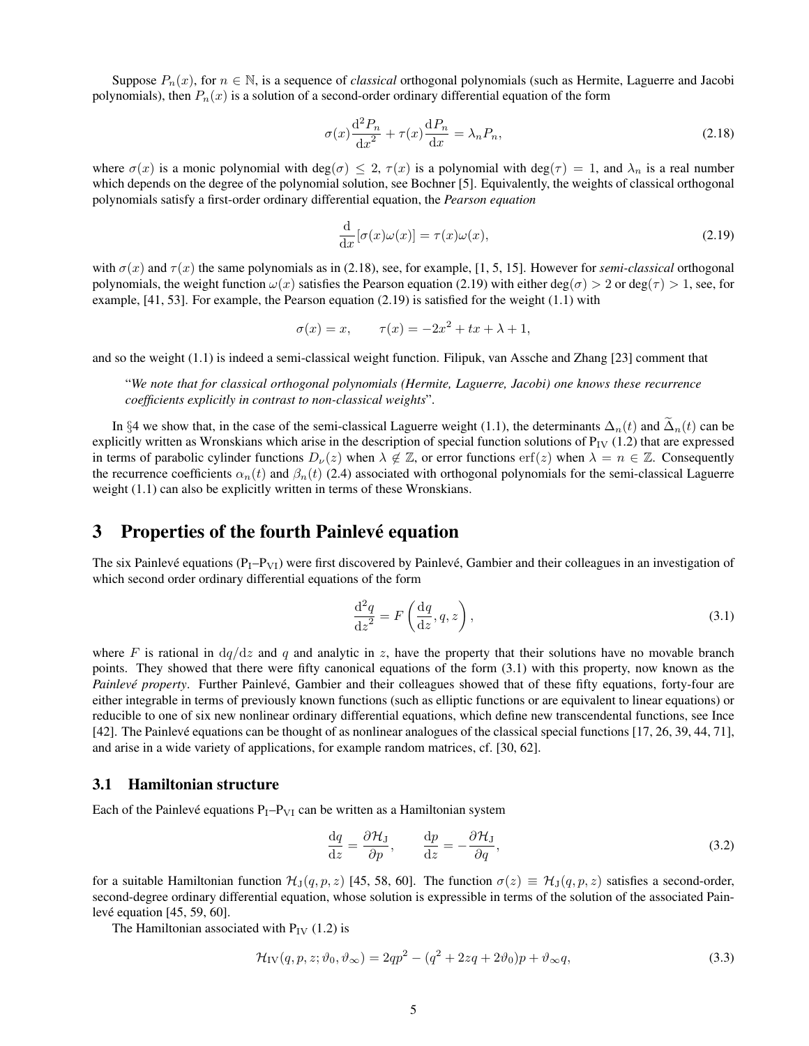Suppose $P_n(x)$, for $n \in \mathbb{N}$, is a sequence of *classical* orthogonal polynomials (such as Hermite, Laguerre and Jacobi polynomials), then $P_n(x)$ is a solution of a second-order ordinary differential equation of the form

$$\sigma(x)\frac{\mathrm{d}^2 P_n}{\mathrm{d}x^2} + \tau(x)\frac{\mathrm{d}P_n}{\mathrm{d}x} = \lambda_n P_n, \tag{2.18}$$

where $\sigma(x)$ is a monic polynomial with $\deg(\sigma) \leq 2$, $\tau(x)$ is a polynomial with $\deg(\tau) = 1$, and $\lambda_n$ is a real number which depends on the degree of the polynomial solution, see Bochner [5]. Equivalently, the weights of classical orthogonal polynomials satisfy a first-order ordinary differential equation, the *Pearson equation*

$$\frac{\mathrm{d}}{\mathrm{d}x}[\sigma(x)\omega(x)] = \tau(x)\omega(x), \tag{2.19}$$

with $\sigma(x)$ and $\tau(x)$ the same polynomials as in (2.18), see, for example, [1, 5, 15]. However for *semi-classical* orthogonal polynomials, the weight function $\omega(x)$ satisfies the Pearson equation (2.19) with either $\deg(\sigma) > 2$ or $\deg(\tau) > 1$, see, for example, [41, 53]. For example, the Pearson equation (2.19) is satisfied for the weight (1.1) with

$$\sigma(x) = x, \qquad \tau(x) = -2x^2 + tx + \lambda + 1,$$

and so the weight (1.1) is indeed a semi-classical weight function. Filipuk, van Assche and Zhang [23] comment that

> "*We note that for classical orthogonal polynomials (Hermite, Laguerre, Jacobi) one knows these recurrence coefficients explicitly in contrast to non-classical weights*".

In §4 we show that, in the case of the semi-classical Laguerre weight (1.1), the determinants $\Delta_n(t)$ and $\widetilde{\Delta}_n(t)$ can be explicitly written as Wronskians which arise in the description of special function solutions of $\mathrm{P_{IV}}$ (1.2) that are expressed in terms of parabolic cylinder functions $D_\nu(z)$ when $\lambda \notin \mathbb{Z}$, or error functions $\operatorname{erf}(z)$ when $\lambda = n \in \mathbb{Z}$. Consequently the recurrence coefficients $\alpha_n(t)$ and $\beta_n(t)$ (2.4) associated with orthogonal polynomials for the semi-classical Laguerre weight (1.1) can also be explicitly written in terms of these Wronskians.

# 3 Properties of the fourth Painlevé equation

The six Painlevé equations ($\mathrm{P_I}$–$\mathrm{P_{VI}}$) were first discovered by Painlevé, Gambier and their colleagues in an investigation of which second order ordinary differential equations of the form

$$\frac{\mathrm{d}^2 q}{\mathrm{d}z^2} = F\left(\frac{\mathrm{d}q}{\mathrm{d}z}, q, z\right), \tag{3.1}$$

where $F$ is rational in $\mathrm{d}q/\mathrm{d}z$ and $q$ and analytic in $z$, have the property that their solutions have no movable branch points. They showed that there were fifty canonical equations of the form (3.1) with this property, now known as the *Painlevé property*. Further Painlevé, Gambier and their colleagues showed that of these fifty equations, forty-four are either integrable in terms of previously known functions (such as elliptic functions or are equivalent to linear equations) or reducible to one of six new nonlinear ordinary differential equations, which define new transcendental functions, see Ince [42]. The Painlevé equations can be thought of as nonlinear analogues of the classical special functions [17, 26, 39, 44, 71], and arise in a wide variety of applications, for example random matrices, cf. [30, 62].

## 3.1 Hamiltonian structure

Each of the Painlevé equations $\mathrm{P_I}$–$\mathrm{P_{VI}}$ can be written as a Hamiltonian system

$$\frac{\mathrm{d}q}{\mathrm{d}z} = \frac{\partial \mathcal{H}_{\mathrm{J}}}{\partial p}, \qquad \frac{\mathrm{d}p}{\mathrm{d}z} = -\frac{\partial \mathcal{H}_{\mathrm{J}}}{\partial q}, \tag{3.2}$$

for a suitable Hamiltonian function $\mathcal{H}_{\mathrm{J}}(q, p, z)$ [45, 58, 60]. The function $\sigma(z) \equiv \mathcal{H}_{\mathrm{J}}(q, p, z)$ satisfies a second-order, second-degree ordinary differential equation, whose solution is expressible in terms of the solution of the associated Painlevé equation [45, 59, 60].

The Hamiltonian associated with $\mathrm{P_{IV}}$ (1.2) is

$$\mathcal{H}_{\mathrm{IV}}(q, p, z; \vartheta_0, \vartheta_\infty) = 2qp^2 - (q^2 + 2zq + 2\vartheta_0)p + \vartheta_\infty q, \tag{3.3}$$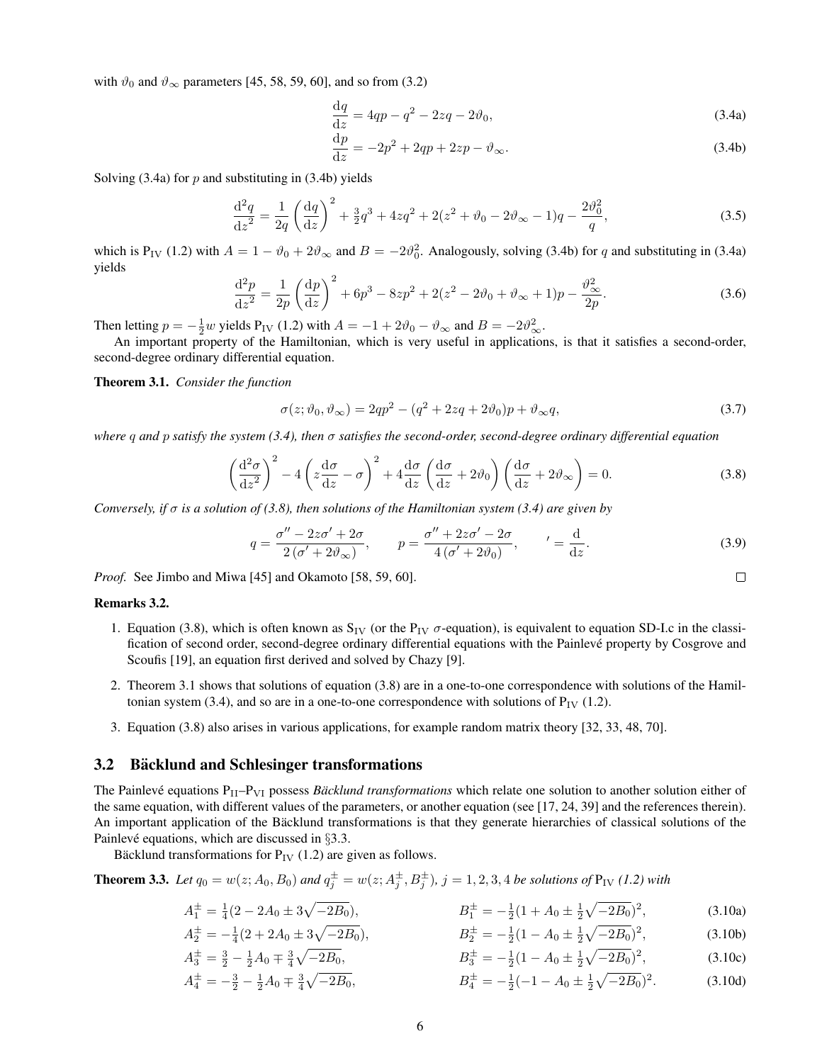with $\vartheta_0$ and $\vartheta_\infty$ parameters [45, 58, 59, 60], and so from (3.2)

$$\frac{\mathrm{d}q}{\mathrm{d}z} = 4qp - q^2 - 2zq - 2\vartheta_0, \tag{3.4a}$$

$$\frac{\mathrm{d}p}{\mathrm{d}z} = -2p^2 + 2qp + 2zp - \vartheta_\infty. \tag{3.4b}$$

Solving (3.4a) for $p$ and substituting in (3.4b) yields

$$\frac{\mathrm{d}^2q}{\mathrm{d}z^2} = \frac{1}{2q}\left(\frac{\mathrm{d}q}{\mathrm{d}z}\right)^2 + \tfrac{3}{2}q^3 + 4zq^2 + 2(z^2 + \vartheta_0 - 2\vartheta_\infty - 1)q - \frac{2\vartheta_0^2}{q}, \tag{3.5}$$

which is $\mathrm{P_{IV}}$ (1.2) with $A = 1 - \vartheta_0 + 2\vartheta_\infty$ and $B = -2\vartheta_0^2$. Analogously, solving (3.4b) for $q$ and substituting in (3.4a) yields

$$\frac{\mathrm{d}^2p}{\mathrm{d}z^2} = \frac{1}{2p}\left(\frac{\mathrm{d}p}{\mathrm{d}z}\right)^2 + 6p^3 - 8zp^2 + 2(z^2 - 2\vartheta_0 + \vartheta_\infty + 1)p - \frac{\vartheta_\infty^2}{2p}. \tag{3.6}$$

Then letting $p = -\frac{1}{2}w$ yields $\mathrm{P_{IV}}$ (1.2) with $A = -1 + 2\vartheta_0 - \vartheta_\infty$ and $B = -2\vartheta_\infty^2$.

An important property of the Hamiltonian, which is very useful in applications, is that it satisfies a second-order, second-degree ordinary differential equation.

**Theorem 3.1.** *Consider the function*

$$\sigma(z;\vartheta_0,\vartheta_\infty) = 2qp^2 - (q^2 + 2zq + 2\vartheta_0)p + \vartheta_\infty q, \tag{3.7}$$

*where $q$ and $p$ satisfy the system (3.4), then $\sigma$ satisfies the second-order, second-degree ordinary differential equation*

$$\left(\frac{\mathrm{d}^2\sigma}{\mathrm{d}z^2}\right)^2 - 4\left(z\frac{\mathrm{d}\sigma}{\mathrm{d}z} - \sigma\right)^2 + 4\frac{\mathrm{d}\sigma}{\mathrm{d}z}\left(\frac{\mathrm{d}\sigma}{\mathrm{d}z} + 2\vartheta_0\right)\left(\frac{\mathrm{d}\sigma}{\mathrm{d}z} + 2\vartheta_\infty\right) = 0. \tag{3.8}$$

*Conversely, if $\sigma$ is a solution of (3.8), then solutions of the Hamiltonian system (3.4) are given by*

$$q = \frac{\sigma'' - 2z\sigma' + 2\sigma}{2\left(\sigma' + 2\vartheta_\infty\right)}, \qquad p = \frac{\sigma'' + 2z\sigma' - 2\sigma}{4\left(\sigma' + 2\vartheta_0\right)}, \qquad ' = \frac{\mathrm{d}}{\mathrm{d}z}. \tag{3.9}$$

*Proof.* See Jimbo and Miwa [45] and Okamoto [58, 59, 60]. □

**Remarks 3.2.**

1. Equation (3.8), which is often known as $\mathrm{S_{IV}}$ (or the $\mathrm{P_{IV}}$ $\sigma$-equation), is equivalent to equation SD-I.c in the classification of second order, second-degree ordinary differential equations with the Painlevé property by Cosgrove and Scoufis [19], an equation first derived and solved by Chazy [9].
2. Theorem 3.1 shows that solutions of equation (3.8) are in a one-to-one correspondence with solutions of the Hamiltonian system (3.4), and so are in a one-to-one correspondence with solutions of $\mathrm{P_{IV}}$ (1.2).
3. Equation (3.8) also arises in various applications, for example random matrix theory [32, 33, 48, 70].

## 3.2 Bäcklund and Schlesinger transformations

The Painlevé equations $\mathrm{P_{II}}$–$\mathrm{P_{VI}}$ possess *Bäcklund transformations* which relate one solution to another solution either of the same equation, with different values of the parameters, or another equation (see [17, 24, 39] and the references therein). An important application of the Bäcklund transformations is that they generate hierarchies of classical solutions of the Painlevé equations, which are discussed in §3.3.

Bäcklund transformations for $\mathrm{P_{IV}}$ (1.2) are given as follows.

**Theorem 3.3.** *Let $q_0 = w(z;A_0,B_0)$ and $q_j^\pm = w(z;A_j^\pm,B_j^\pm)$, $j = 1,2,3,4$ be solutions of $\mathrm{P_{IV}}$ (1.2) with*

$$A_1^\pm = \tfrac{1}{4}(2 - 2A_0 \pm 3\sqrt{-2B_0}), \qquad B_1^\pm = -\tfrac{1}{2}(1 + A_0 \pm \tfrac{1}{2}\sqrt{-2B_0})^2, \tag{3.10a}$$

$$A_2^\pm = -\tfrac{1}{4}(2 + 2A_0 \pm 3\sqrt{-2B_0}), \qquad B_2^\pm = -\tfrac{1}{2}(1 - A_0 \pm \tfrac{1}{2}\sqrt{-2B_0})^2, \tag{3.10b}$$

$$A_3^\pm = \tfrac{3}{2} - \tfrac{1}{2}A_0 \mp \tfrac{3}{4}\sqrt{-2B_0}, \qquad B_3^\pm = -\tfrac{1}{2}(1 - A_0 \pm \tfrac{1}{2}\sqrt{-2B_0})^2, \tag{3.10c}$$

$$A_4^\pm = -\tfrac{3}{2} - \tfrac{1}{2}A_0 \mp \tfrac{3}{4}\sqrt{-2B_0}, \qquad B_4^\pm = -\tfrac{1}{2}(-1 - A_0 \pm \tfrac{1}{2}\sqrt{-2B_0})^2. \tag{3.10d}$$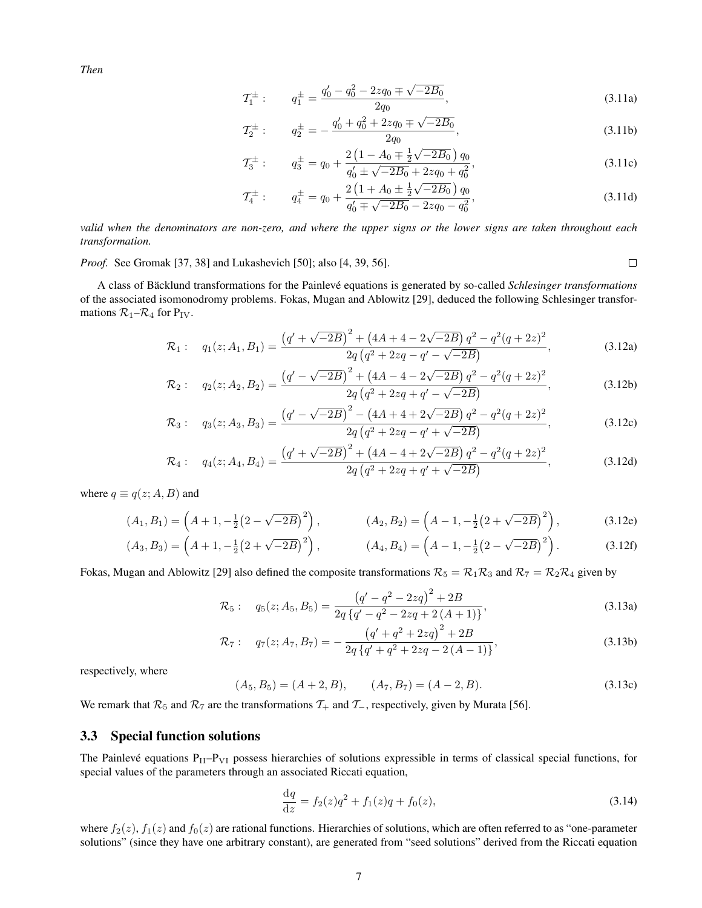*Then*

$$\mathcal{T}_1^{\pm}: \qquad q_1^{\pm} = \frac{q_0' - q_0^2 - 2zq_0 \mp \sqrt{-2B_0}}{2q_0}, \tag{3.11a}$$

$$\mathcal{T}_2^{\pm}: \qquad q_2^{\pm} = -\frac{q_0' + q_0^2 + 2zq_0 \mp \sqrt{-2B_0}}{2q_0}, \tag{3.11b}$$

$$\mathcal{T}_3^{\pm}: \qquad q_3^{\pm} = q_0 + \frac{2\left(1 - A_0 \mp \frac{1}{2}\sqrt{-2B_0}\right) q_0}{q_0' \pm \sqrt{-2B_0} + 2zq_0 + q_0^2}, \tag{3.11c}$$

$$\mathcal{T}_4^{\pm}: \qquad q_4^{\pm} = q_0 + \frac{2\left(1 + A_0 \pm \frac{1}{2}\sqrt{-2B_0}\right) q_0}{q_0' \mp \sqrt{-2B_0} - 2zq_0 - q_0^2}, \tag{3.11d}$$

*valid when the denominators are non-zero, and where the upper signs or the lower signs are taken throughout each transformation.*

*Proof.* See Gromak [37, 38] and Lukashevich [50]; also [4, 39, 56]. □

A class of Bäcklund transformations for the Painlevé equations is generated by so-called *Schlesinger transformations* of the associated isomonodromy problems. Fokas, Mugan and Ablowitz [29], deduced the following Schlesinger transformations $\mathcal{R}_1$–$\mathcal{R}_4$ for $\mathrm{P_{IV}}$.

$$\mathcal{R}_1: \quad q_1(z; A_1, B_1) = \frac{\left(q' + \sqrt{-2B}\right)^2 + \left(4A + 4 - 2\sqrt{-2B}\right) q^2 - q^2(q + 2z)^2}{2q\left(q^2 + 2zq - q' - \sqrt{-2B}\right)}, \tag{3.12a}$$

$$\mathcal{R}_2: \quad q_2(z; A_2, B_2) = \frac{\left(q' - \sqrt{-2B}\right)^2 + \left(4A - 4 - 2\sqrt{-2B}\right) q^2 - q^2(q + 2z)^2}{2q\left(q^2 + 2zq + q' - \sqrt{-2B}\right)}, \tag{3.12b}$$

$$\mathcal{R}_3: \quad q_3(z; A_3, B_3) = \frac{\left(q' - \sqrt{-2B}\right)^2 - \left(4A + 4 + 2\sqrt{-2B}\right) q^2 - q^2(q + 2z)^2}{2q\left(q^2 + 2zq - q' + \sqrt{-2B}\right)}, \tag{3.12c}$$

$$\mathcal{R}_4: \quad q_4(z; A_4, B_4) = \frac{\left(q' + \sqrt{-2B}\right)^2 + \left(4A - 4 + 2\sqrt{-2B}\right) q^2 - q^2(q + 2z)^2}{2q\left(q^2 + 2zq + q' + \sqrt{-2B}\right)}, \tag{3.12d}$$

where $q \equiv q(z; A, B)$ and

$$(A_1, B_1) = \left(A + 1, -\tfrac{1}{2}\left(2 - \sqrt{-2B}\right)^2\right), \qquad (A_2, B_2) = \left(A - 1, -\tfrac{1}{2}\left(2 + \sqrt{-2B}\right)^2\right), \tag{3.12e}$$

$$(A_3, B_3) = \left(A + 1, -\tfrac{1}{2}\left(2 + \sqrt{-2B}\right)^2\right), \qquad (A_4, B_4) = \left(A - 1, -\tfrac{1}{2}\left(2 - \sqrt{-2B}\right)^2\right). \tag{3.12f}$$

Fokas, Mugan and Ablowitz [29] also defined the composite transformations $\mathcal{R}_5 = \mathcal{R}_1\mathcal{R}_3$ and $\mathcal{R}_7 = \mathcal{R}_2\mathcal{R}_4$ given by

$$\mathcal{R}_5: \quad q_5(z; A_5, B_5) = \frac{\left(q' - q^2 - 2zq\right)^2 + 2B}{2q\left\{q' - q^2 - 2zq + 2\left(A + 1\right)\right\}}, \tag{3.13a}$$

$$\mathcal{R}_7: \quad q_7(z; A_7, B_7) = -\frac{\left(q' + q^2 + 2zq\right)^2 + 2B}{2q\left\{q' + q^2 + 2zq - 2\left(A - 1\right)\right\}}, \tag{3.13b}$$

respectively, where

$$(A_5, B_5) = (A + 2, B), \qquad (A_7, B_7) = (A - 2, B). \tag{3.13c}$$

We remark that $\mathcal{R}_5$ and $\mathcal{R}_7$ are the transformations $\mathcal{T}_+$ and $\mathcal{T}_-$, respectively, given by Murata [56].

### 3.3 Special function solutions

The Painlevé equations $\mathrm{P_{II}}$–$\mathrm{P_{VI}}$ possess hierarchies of solutions expressible in terms of classical special functions, for special values of the parameters through an associated Riccati equation,

$$\frac{\mathrm{d}q}{\mathrm{d}z} = f_2(z)q^2 + f_1(z)q + f_0(z), \tag{3.14}$$

where $f_2(z)$, $f_1(z)$ and $f_0(z)$ are rational functions. Hierarchies of solutions, which are often referred to as "one-parameter solutions" (since they have one arbitrary constant), are generated from "seed solutions" derived from the Riccati equation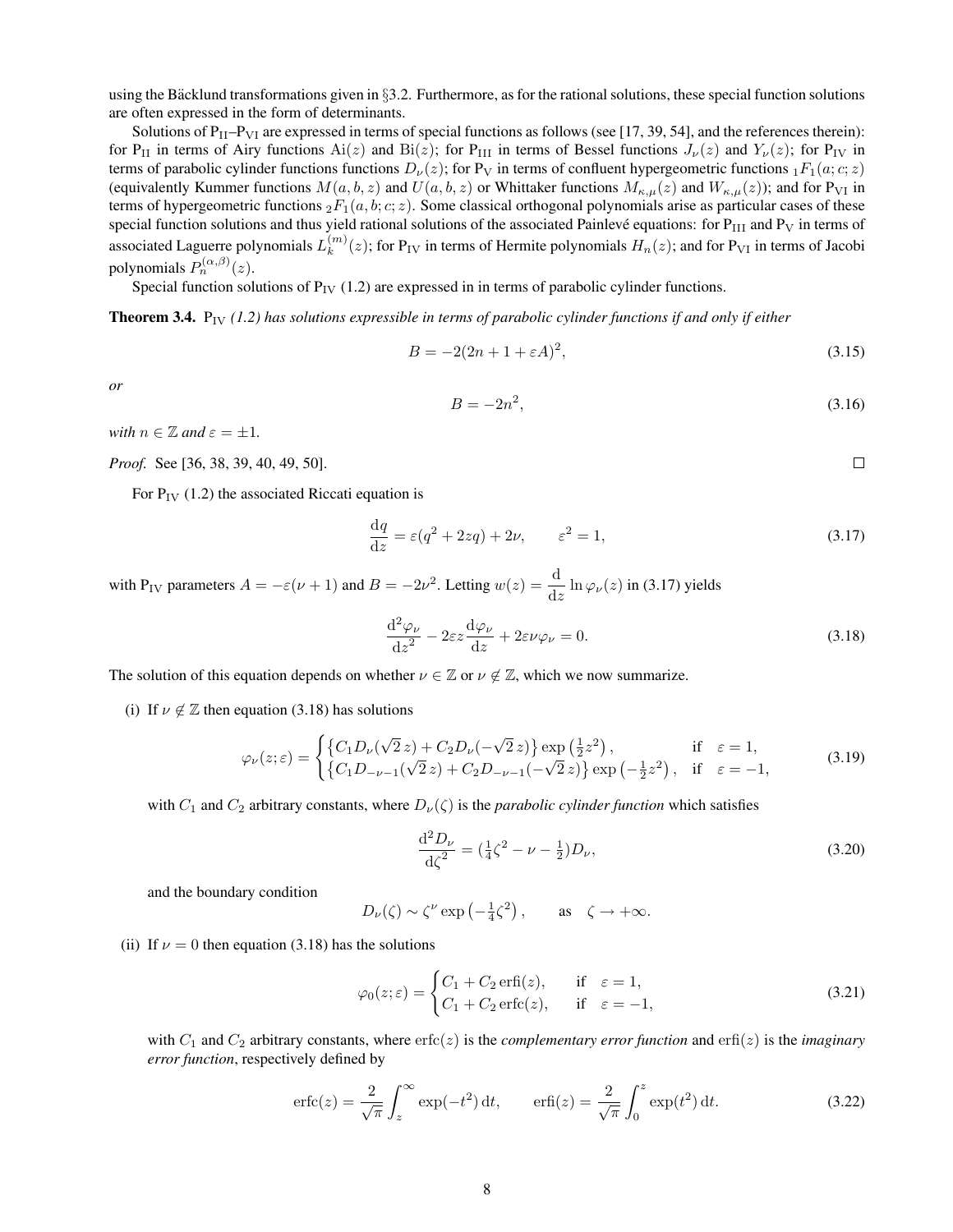using the Bäcklund transformations given in §3.2. Furthermore, as for the rational solutions, these special function solutions are often expressed in the form of determinants.

Solutions of $\mathrm{P_{II}}$–$\mathrm{P_{VI}}$ are expressed in terms of special functions as follows (see [17, 39, 54], and the references therein): for $\mathrm{P_{II}}$ in terms of Airy functions $\mathrm{Ai}(z)$ and $\mathrm{Bi}(z)$; for $\mathrm{P_{III}}$ in terms of Bessel functions $J_\nu(z)$ and $Y_\nu(z)$; for $\mathrm{P_{IV}}$ in terms of parabolic cylinder functions functions $D_\nu(z)$; for $\mathrm{P_V}$ in terms of confluent hypergeometric functions ${}_1F_1(a;c;z)$ (equivalently Kummer functions $M(a,b,z)$ and $U(a,b,z)$ or Whittaker functions $M_{\kappa,\mu}(z)$ and $W_{\kappa,\mu}(z)$); and for $\mathrm{P_{VI}}$ in terms of hypergeometric functions ${}_2F_1(a,b;c;z)$. Some classical orthogonal polynomials arise as particular cases of these special function solutions and thus yield rational solutions of the associated Painlevé equations: for $\mathrm{P_{III}}$ and $\mathrm{P_V}$ in terms of associated Laguerre polynomials $L_k^{(m)}(z)$; for $\mathrm{P_{IV}}$ in terms of Hermite polynomials $H_n(z)$; and for $\mathrm{P_{VI}}$ in terms of Jacobi polynomials $P_n^{(\alpha,\beta)}(z)$.

Special function solutions of $\mathrm{P_{IV}}$ (1.2) are expressed in in terms of parabolic cylinder functions.

**Theorem 3.4.** $\mathrm{P_{IV}}$ *(1.2) has solutions expressible in terms of parabolic cylinder functions if and only if either*

$$B = -2(2n+1+\varepsilon A)^2, \tag{3.15}$$

*or*

$$B = -2n^2, \tag{3.16}$$

*with $n \in \mathbb{Z}$ and $\varepsilon = \pm 1$.*

*Proof.* See [36, 38, 39, 40, 49, 50]. □

For $\mathrm{P_{IV}}$ (1.2) the associated Riccati equation is

$$\frac{\mathrm{d}q}{\mathrm{d}z} = \varepsilon(q^2 + 2zq) + 2\nu, \qquad \varepsilon^2 = 1, \tag{3.17}$$

with $\mathrm{P_{IV}}$ parameters $A = -\varepsilon(\nu+1)$ and $B = -2\nu^2$. Letting $w(z) = \dfrac{\mathrm{d}}{\mathrm{d}z}\ln\varphi_\nu(z)$ in (3.17) yields

$$\frac{\mathrm{d}^2\varphi_\nu}{\mathrm{d}z^2} - 2\varepsilon z\frac{\mathrm{d}\varphi_\nu}{\mathrm{d}z} + 2\varepsilon\nu\varphi_\nu = 0. \tag{3.18}$$

The solution of this equation depends on whether $\nu \in \mathbb{Z}$ or $\nu \notin \mathbb{Z}$, which we now summarize.

(i) If $\nu \notin \mathbb{Z}$ then equation (3.18) has solutions

$$\varphi_\nu(z;\varepsilon) = \begin{cases} \left\{C_1 D_\nu(\sqrt{2}\,z) + C_2 D_\nu(-\sqrt{2}\,z)\right\}\exp\left(\tfrac12 z^2\right), & \text{if} \quad \varepsilon = 1, \\ \left\{C_1 D_{-\nu-1}(\sqrt{2}\,z) + C_2 D_{-\nu-1}(-\sqrt{2}\,z)\right\}\exp\left(-\tfrac12 z^2\right), & \text{if} \quad \varepsilon = -1, \end{cases} \tag{3.19}$$

with $C_1$ and $C_2$ arbitrary constants, where $D_\nu(\zeta)$ is the *parabolic cylinder function* which satisfies

$$\frac{\mathrm{d}^2 D_\nu}{\mathrm{d}\zeta^2} = (\tfrac14\zeta^2 - \nu - \tfrac12)D_\nu, \tag{3.20}$$

and the boundary condition

$$D_\nu(\zeta) \sim \zeta^\nu \exp\left(-\tfrac14\zeta^2\right), \qquad \text{as} \quad \zeta \to +\infty.$$

(ii) If $\nu = 0$ then equation (3.18) has the solutions

$$\varphi_0(z;\varepsilon) = \begin{cases} C_1 + C_2\,\mathrm{erfi}(z), & \text{if} \quad \varepsilon = 1, \\ C_1 + C_2\,\mathrm{erfc}(z), & \text{if} \quad \varepsilon = -1, \end{cases} \tag{3.21}$$

with $C_1$ and $C_2$ arbitrary constants, where $\mathrm{erfc}(z)$ is the *complementary error function* and $\mathrm{erfi}(z)$ is the *imaginary error function*, respectively defined by

$$\mathrm{erfc}(z) = \frac{2}{\sqrt{\pi}}\int_z^\infty \exp(-t^2)\,\mathrm{d}t, \qquad \mathrm{erfi}(z) = \frac{2}{\sqrt{\pi}}\int_0^z \exp(t^2)\,\mathrm{d}t. \tag{3.22}$$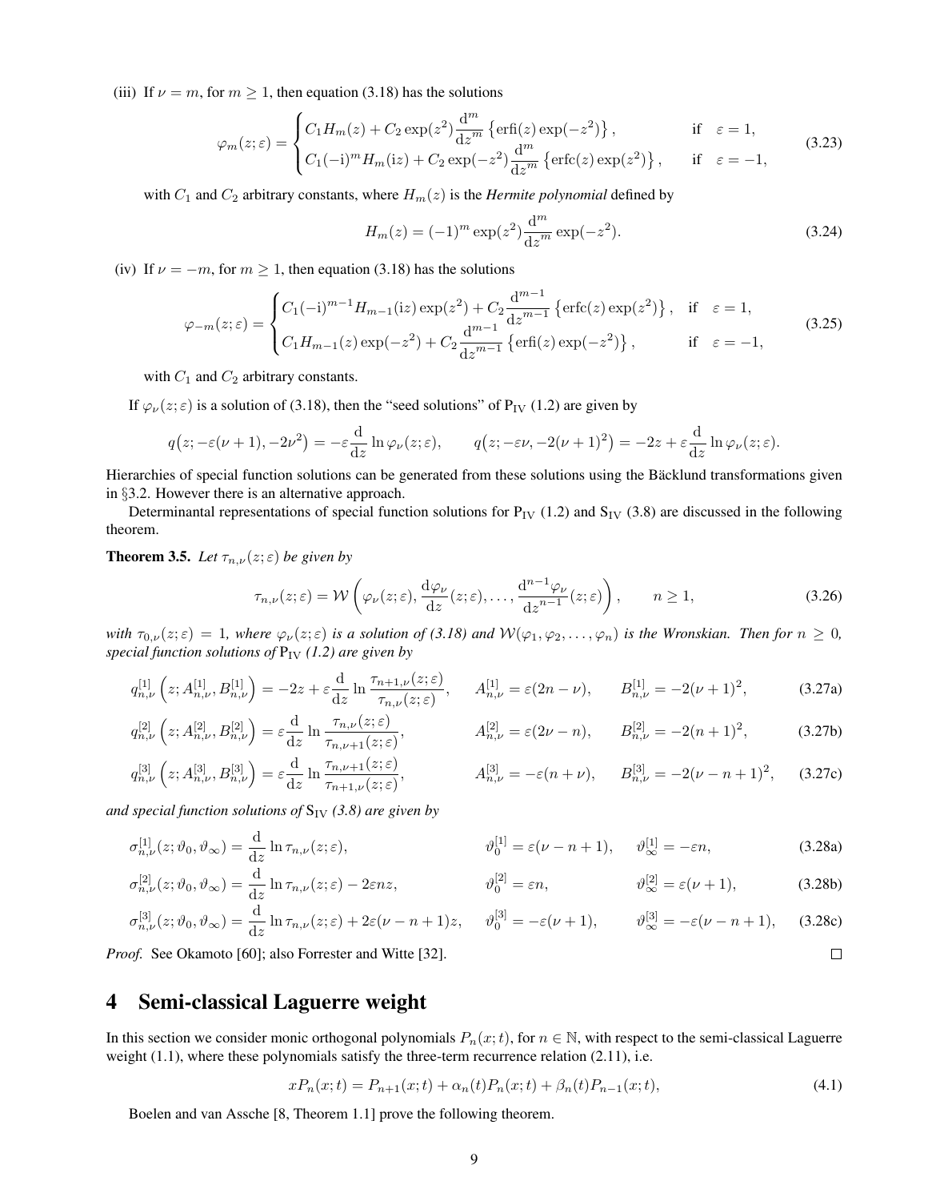(iii) If $\nu = m$, for $m \geq 1$, then equation (3.18) has the solutions

$$\varphi_m(z;\varepsilon) = \begin{cases} C_1 H_m(z) + C_2 \exp(z^2) \dfrac{\mathrm{d}^m}{\mathrm{d}z^m} \left\{ \operatorname{erfi}(z) \exp(-z^2) \right\}, & \text{if} \quad \varepsilon = 1, \\ C_1 (-\mathrm{i})^m H_m(\mathrm{i}z) + C_2 \exp(-z^2) \dfrac{\mathrm{d}^m}{\mathrm{d}z^m} \left\{ \operatorname{erfc}(z) \exp(z^2) \right\}, & \text{if} \quad \varepsilon = -1, \end{cases} \tag{3.23}$$

with $C_1$ and $C_2$ arbitrary constants, where $H_m(z)$ is the *Hermite polynomial* defined by

$$H_m(z) = (-1)^m \exp(z^2) \frac{\mathrm{d}^m}{\mathrm{d}z^m} \exp(-z^2). \tag{3.24}$$

(iv) If $\nu = -m$, for $m \geq 1$, then equation (3.18) has the solutions

$$\varphi_{-m}(z;\varepsilon) = \begin{cases} C_1 (-\mathrm{i})^{m-1} H_{m-1}(\mathrm{i}z) \exp(z^2) + C_2 \dfrac{\mathrm{d}^{m-1}}{\mathrm{d}z^{m-1}} \left\{ \operatorname{erfc}(z) \exp(z^2) \right\}, & \text{if} \quad \varepsilon = 1, \\ C_1 H_{m-1}(z) \exp(-z^2) + C_2 \dfrac{\mathrm{d}^{m-1}}{\mathrm{d}z^{m-1}} \left\{ \operatorname{erfi}(z) \exp(-z^2) \right\}, & \text{if} \quad \varepsilon = -1, \end{cases} \tag{3.25}$$

with $C_1$ and $C_2$ arbitrary constants.

If $\varphi_\nu(z;\varepsilon)$ is a solution of (3.18), then the "seed solutions" of $\mathrm{P_{IV}}$ (1.2) are given by

$$q\big(z; -\varepsilon(\nu+1), -2\nu^2\big) = -\varepsilon \frac{\mathrm{d}}{\mathrm{d}z} \ln \varphi_\nu(z;\varepsilon), \qquad q\big(z; -\varepsilon\nu, -2(\nu+1)^2\big) = -2z + \varepsilon \frac{\mathrm{d}}{\mathrm{d}z} \ln \varphi_\nu(z;\varepsilon).$$

Hierarchies of special function solutions can be generated from these solutions using the Bäcklund transformations given in §3.2. However there is an alternative approach.

Determinantal representations of special function solutions for $\mathrm{P_{IV}}$ (1.2) and $\mathrm{S_{IV}}$ (3.8) are discussed in the following theorem.

**Theorem 3.5.** *Let $\tau_{n,\nu}(z;\varepsilon)$ be given by*

$$\tau_{n,\nu}(z;\varepsilon) = \mathcal{W}\left( \varphi_\nu(z;\varepsilon), \frac{\mathrm{d}\varphi_\nu}{\mathrm{d}z}(z;\varepsilon), \ldots, \frac{\mathrm{d}^{n-1}\varphi_\nu}{\mathrm{d}z^{n-1}}(z;\varepsilon) \right), \qquad n \geq 1, \tag{3.26}$$

*with $\tau_{0,\nu}(z;\varepsilon) = 1$, where $\varphi_\nu(z;\varepsilon)$ is a solution of (3.18) and $\mathcal{W}(\varphi_1, \varphi_2, \ldots, \varphi_n)$ is the Wronskian. Then for $n \geq 0$, special function solutions of $\mathrm{P_{IV}}$ (1.2) are given by*

$$q^{[1]}_{n,\nu}\left(z; A^{[1]}_{n,\nu}, B^{[1]}_{n,\nu}\right) = -2z + \varepsilon \frac{\mathrm{d}}{\mathrm{d}z} \ln \frac{\tau_{n+1,\nu}(z;\varepsilon)}{\tau_{n,\nu}(z;\varepsilon)}, \qquad A^{[1]}_{n,\nu} = \varepsilon(2n-\nu), \qquad B^{[1]}_{n,\nu} = -2(\nu+1)^2, \tag{3.27a}$$

$$q^{[2]}_{n,\nu}\left(z; A^{[2]}_{n,\nu}, B^{[2]}_{n,\nu}\right) = \varepsilon \frac{\mathrm{d}}{\mathrm{d}z} \ln \frac{\tau_{n,\nu}(z;\varepsilon)}{\tau_{n,\nu+1}(z;\varepsilon)}, \qquad A^{[2]}_{n,\nu} = \varepsilon(2\nu-n), \qquad B^{[2]}_{n,\nu} = -2(n+1)^2, \tag{3.27b}$$

$$q^{[3]}_{n,\nu}\left(z; A^{[3]}_{n,\nu}, B^{[3]}_{n,\nu}\right) = \varepsilon \frac{\mathrm{d}}{\mathrm{d}z} \ln \frac{\tau_{n,\nu+1}(z;\varepsilon)}{\tau_{n+1,\nu}(z;\varepsilon)}, \qquad A^{[3]}_{n,\nu} = -\varepsilon(n+\nu), \qquad B^{[3]}_{n,\nu} = -2(\nu-n+1)^2, \tag{3.27c}$$

*and special function solutions of $\mathrm{S_{IV}}$ (3.8) are given by*

$$\sigma^{[1]}_{n,\nu}(z;\vartheta_0,\vartheta_\infty) = \frac{\mathrm{d}}{\mathrm{d}z} \ln \tau_{n,\nu}(z;\varepsilon), \qquad \vartheta^{[1]}_0 = \varepsilon(\nu-n+1), \qquad \vartheta^{[1]}_\infty = -\varepsilon n, \tag{3.28a}$$

$$\sigma^{[2]}_{n,\nu}(z;\vartheta_0,\vartheta_\infty) = \frac{\mathrm{d}}{\mathrm{d}z} \ln \tau_{n,\nu}(z;\varepsilon) - 2\varepsilon n z, \qquad \vartheta^{[2]}_0 = \varepsilon n, \qquad \vartheta^{[2]}_\infty = \varepsilon(\nu+1), \tag{3.28b}$$

$$\sigma^{[3]}_{n,\nu}(z;\vartheta_0,\vartheta_\infty) = \frac{\mathrm{d}}{\mathrm{d}z} \ln \tau_{n,\nu}(z;\varepsilon) + 2\varepsilon(\nu-n+1)z, \qquad \vartheta^{[3]}_0 = -\varepsilon(\nu+1), \qquad \vartheta^{[3]}_\infty = -\varepsilon(\nu-n+1), \tag{3.28c}$$

*Proof.* See Okamoto [60]; also Forrester and Witte [32]. □

# 4 Semi-classical Laguerre weight

In this section we consider monic orthogonal polynomials $P_n(x;t)$, for $n \in \mathbb{N}$, with respect to the semi-classical Laguerre weight (1.1), where these polynomials satisfy the three-term recurrence relation (2.11), i.e.

$$xP_n(x;t) = P_{n+1}(x;t) + \alpha_n(t)P_n(x;t) + \beta_n(t)P_{n-1}(x;t), \tag{4.1}$$

Boelen and van Assche [8, Theorem 1.1] prove the following theorem.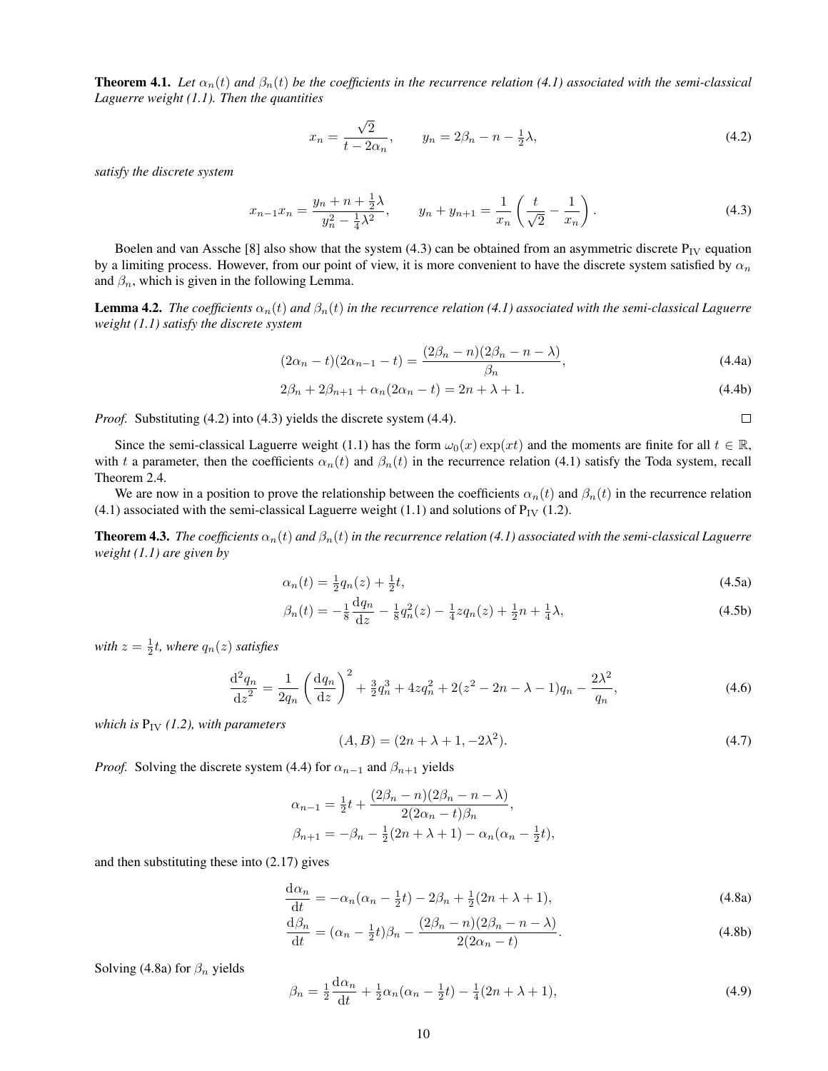**Theorem 4.1.** *Let $\alpha_n(t)$ and $\beta_n(t)$ be the coefficients in the recurrence relation (4.1) associated with the semi-classical Laguerre weight (1.1). Then the quantities*

$$x_n = \frac{\sqrt{2}}{t - 2\alpha_n}, \qquad y_n = 2\beta_n - n - \tfrac{1}{2}\lambda, \tag{4.2}$$

*satisfy the discrete system*

$$x_{n-1}x_n = \frac{y_n + n + \frac{1}{2}\lambda}{y_n^2 - \frac{1}{4}\lambda^2}, \qquad y_n + y_{n+1} = \frac{1}{x_n}\left(\frac{t}{\sqrt{2}} - \frac{1}{x_n}\right). \tag{4.3}$$

Boelen and van Assche [8] also show that the system (4.3) can be obtained from an asymmetric discrete $\mathrm{P_{IV}}$ equation by a limiting process. However, from our point of view, it is more convenient to have the discrete system satisfied by $\alpha_n$ and $\beta_n$, which is given in the following Lemma.

**Lemma 4.2.** *The coefficients $\alpha_n(t)$ and $\beta_n(t)$ in the recurrence relation (4.1) associated with the semi-classical Laguerre weight (1.1) satisfy the discrete system*

$$(2\alpha_n - t)(2\alpha_{n-1} - t) = \frac{(2\beta_n - n)(2\beta_n - n - \lambda)}{\beta_n}, \tag{4.4a}$$

$$2\beta_n + 2\beta_{n+1} + \alpha_n(2\alpha_n - t) = 2n + \lambda + 1. \tag{4.4b}$$

*Proof.* Substituting (4.2) into (4.3) yields the discrete system (4.4). □

Since the semi-classical Laguerre weight (1.1) has the form $\omega_0(x)\exp(xt)$ and the moments are finite for all $t \in \mathbb{R}$, with $t$ a parameter, then the coefficients $\alpha_n(t)$ and $\beta_n(t)$ in the recurrence relation (4.1) satisfy the Toda system, recall Theorem 2.4.

We are now in a position to prove the relationship between the coefficients $\alpha_n(t)$ and $\beta_n(t)$ in the recurrence relation (4.1) associated with the semi-classical Laguerre weight (1.1) and solutions of $\mathrm{P_{IV}}$ (1.2).

**Theorem 4.3.** *The coefficients $\alpha_n(t)$ and $\beta_n(t)$ in the recurrence relation (4.1) associated with the semi-classical Laguerre weight (1.1) are given by*

$$\alpha_n(t) = \tfrac{1}{2}q_n(z) + \tfrac{1}{2}t, \tag{4.5a}$$

$$\beta_n(t) = -\tfrac{1}{8}\frac{\mathrm{d}q_n}{\mathrm{d}z} - \tfrac{1}{8}q_n^2(z) - \tfrac{1}{4}zq_n(z) + \tfrac{1}{2}n + \tfrac{1}{4}\lambda, \tag{4.5b}$$

*with $z = \frac{1}{2}t$, where $q_n(z)$ satisfies*

$$\frac{\mathrm{d}^2 q_n}{\mathrm{d}z^2} = \frac{1}{2q_n}\left(\frac{\mathrm{d}q_n}{\mathrm{d}z}\right)^2 + \tfrac{3}{2}q_n^3 + 4zq_n^2 + 2(z^2 - 2n - \lambda - 1)q_n - \frac{2\lambda^2}{q_n}, \tag{4.6}$$

*which is $\mathrm{P_{IV}}$ (1.2), with parameters*

$$(A, B) = (2n + \lambda + 1, -2\lambda^2). \tag{4.7}$$

*Proof.* Solving the discrete system (4.4) for $\alpha_{n-1}$ and $\beta_{n+1}$ yields

$$\alpha_{n-1} = \tfrac{1}{2}t + \frac{(2\beta_n - n)(2\beta_n - n - \lambda)}{2(2\alpha_n - t)\beta_n},$$

$$\beta_{n+1} = -\beta_n - \tfrac{1}{2}(2n + \lambda + 1) - \alpha_n(\alpha_n - \tfrac{1}{2}t),$$

and then substituting these into (2.17) gives

$$\frac{\mathrm{d}\alpha_n}{\mathrm{d}t} = -\alpha_n(\alpha_n - \tfrac{1}{2}t) - 2\beta_n + \tfrac{1}{2}(2n + \lambda + 1), \tag{4.8a}$$

$$\frac{\mathrm{d}\beta_n}{\mathrm{d}t} = (\alpha_n - \tfrac{1}{2}t)\beta_n - \frac{(2\beta_n - n)(2\beta_n - n - \lambda)}{2(2\alpha_n - t)}. \tag{4.8b}$$

Solving (4.8a) for $\beta_n$ yields

$$\beta_n = \tfrac{1}{2}\frac{\mathrm{d}\alpha_n}{\mathrm{d}t} + \tfrac{1}{2}\alpha_n(\alpha_n - \tfrac{1}{2}t) - \tfrac{1}{4}(2n + \lambda + 1), \tag{4.9}$$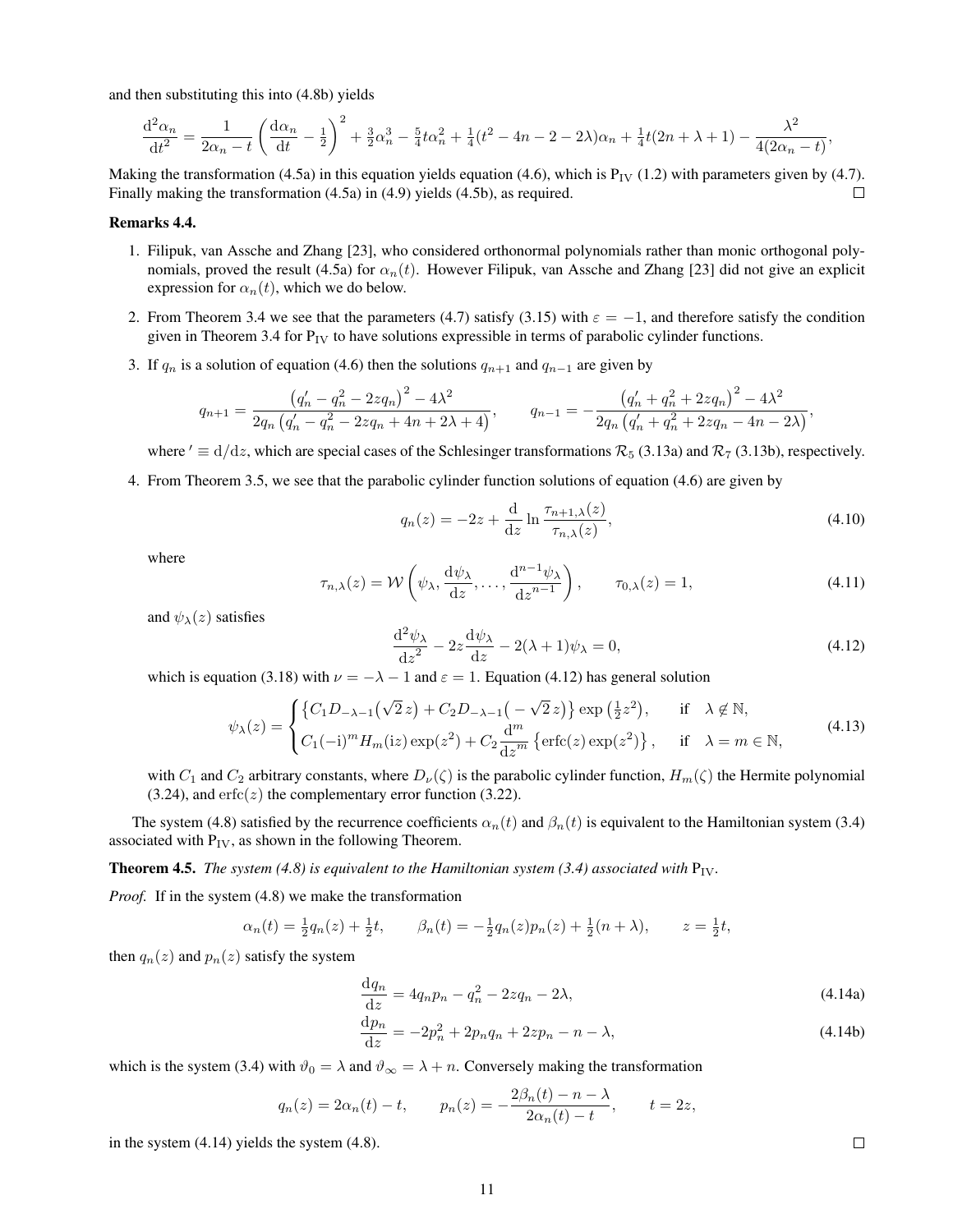and then substituting this into (4.8b) yields

$$\frac{\mathrm{d}^2\alpha_n}{\mathrm{d}t^2} = \frac{1}{2\alpha_n - t}\left(\frac{\mathrm{d}\alpha_n}{\mathrm{d}t} - \tfrac{1}{2}\right)^2 + \tfrac{3}{2}\alpha_n^3 - \tfrac{5}{4}t\alpha_n^2 + \tfrac{1}{4}(t^2 - 4n - 2 - 2\lambda)\alpha_n + \tfrac{1}{4}t(2n+\lambda+1) - \frac{\lambda^2}{4(2\alpha_n - t)},$$

Making the transformation (4.5a) in this equation yields equation (4.6), which is $\mathrm{P_{IV}}$ (1.2) with parameters given by (4.7). Finally making the transformation (4.5a) in (4.9) yields (4.5b), as required. □

**Remarks 4.4.**

1. Filipuk, van Assche and Zhang [23], who considered orthonormal polynomials rather than monic orthogonal polynomials, proved the result (4.5a) for $\alpha_n(t)$. However Filipuk, van Assche and Zhang [23] did not give an explicit expression for $\alpha_n(t)$, which we do below.
2. From Theorem 3.4 we see that the parameters (4.7) satisfy (3.15) with $\varepsilon = -1$, and therefore satisfy the condition given in Theorem 3.4 for $\mathrm{P_{IV}}$ to have solutions expressible in terms of parabolic cylinder functions.
3. If $q_n$ is a solution of equation (4.6) then the solutions $q_{n+1}$ and $q_{n-1}$ are given by

$$q_{n+1} = \frac{\left(q_n' - q_n^2 - 2zq_n\right)^2 - 4\lambda^2}{2q_n\left(q_n' - q_n^2 - 2zq_n + 4n + 2\lambda + 4\right)}, \qquad q_{n-1} = -\frac{\left(q_n' + q_n^2 + 2zq_n\right)^2 - 4\lambda^2}{2q_n\left(q_n' + q_n^2 + 2zq_n - 4n - 2\lambda\right)},$$

where $' \equiv \mathrm{d}/\mathrm{d}z$, which are special cases of the Schlesinger transformations $\mathcal{R}_5$ (3.13a) and $\mathcal{R}_7$ (3.13b), respectively.

4. From Theorem 3.5, we see that the parabolic cylinder function solutions of equation (4.6) are given by

$$q_n(z) = -2z + \frac{\mathrm{d}}{\mathrm{d}z}\ln\frac{\tau_{n+1,\lambda}(z)}{\tau_{n,\lambda}(z)}, \tag{4.10}$$

where

$$\tau_{n,\lambda}(z) = \mathcal{W}\left(\psi_\lambda, \frac{\mathrm{d}\psi_\lambda}{\mathrm{d}z}, \ldots, \frac{\mathrm{d}^{n-1}\psi_\lambda}{\mathrm{d}z^{n-1}}\right), \qquad \tau_{0,\lambda}(z) = 1, \tag{4.11}$$

and $\psi_\lambda(z)$ satisfies

$$\frac{\mathrm{d}^2\psi_\lambda}{\mathrm{d}z^2} - 2z\frac{\mathrm{d}\psi_\lambda}{\mathrm{d}z} - 2(\lambda+1)\psi_\lambda = 0, \tag{4.12}$$

which is equation (3.18) with $\nu = -\lambda - 1$ and $\varepsilon = 1$. Equation (4.12) has general solution

$$\psi_\lambda(z) = \begin{cases} \left\{C_1 D_{-\lambda-1}\big(\sqrt{2}\,z\big) + C_2 D_{-\lambda-1}\big(-\sqrt{2}\,z\big)\right\}\exp\left(\tfrac{1}{2}z^2\right), & \text{if} \quad \lambda \notin \mathbb{N}, \\ C_1(-\mathrm{i})^m H_m(\mathrm{i}z)\exp(z^2) + C_2\dfrac{\mathrm{d}^m}{\mathrm{d}z^m}\left\{\operatorname{erfc}(z)\exp(z^2)\right\}, & \text{if} \quad \lambda = m \in \mathbb{N}, \end{cases} \tag{4.13}$$

with $C_1$ and $C_2$ arbitrary constants, where $D_\nu(\zeta)$ is the parabolic cylinder function, $H_m(\zeta)$ the Hermite polynomial (3.24), and $\operatorname{erfc}(z)$ the complementary error function (3.22).

The system (4.8) satisfied by the recurrence coefficients $\alpha_n(t)$ and $\beta_n(t)$ is equivalent to the Hamiltonian system (3.4) associated with $\mathrm{P_{IV}}$, as shown in the following Theorem.

**Theorem 4.5.** *The system (4.8) is equivalent to the Hamiltonian system (3.4) associated with* $\mathrm{P_{IV}}$.

*Proof.* If in the system (4.8) we make the transformation

$$\alpha_n(t) = \tfrac{1}{2}q_n(z) + \tfrac{1}{2}t, \qquad \beta_n(t) = -\tfrac{1}{2}q_n(z)p_n(z) + \tfrac{1}{2}(n+\lambda), \qquad z = \tfrac{1}{2}t,$$

then $q_n(z)$ and $p_n(z)$ satisfy the system

$$\frac{\mathrm{d}q_n}{\mathrm{d}z} = 4q_np_n - q_n^2 - 2zq_n - 2\lambda, \tag{4.14a}$$

$$\frac{\mathrm{d}p_n}{\mathrm{d}z} = -2p_n^2 + 2p_nq_n + 2zp_n - n - \lambda, \tag{4.14b}$$

which is the system (3.4) with $\vartheta_0 = \lambda$ and $\vartheta_\infty = \lambda + n$. Conversely making the transformation

$$q_n(z) = 2\alpha_n(t) - t, \qquad p_n(z) = -\frac{2\beta_n(t) - n - \lambda}{2\alpha_n(t) - t}, \qquad t = 2z,$$

in the system (4.14) yields the system (4.8). □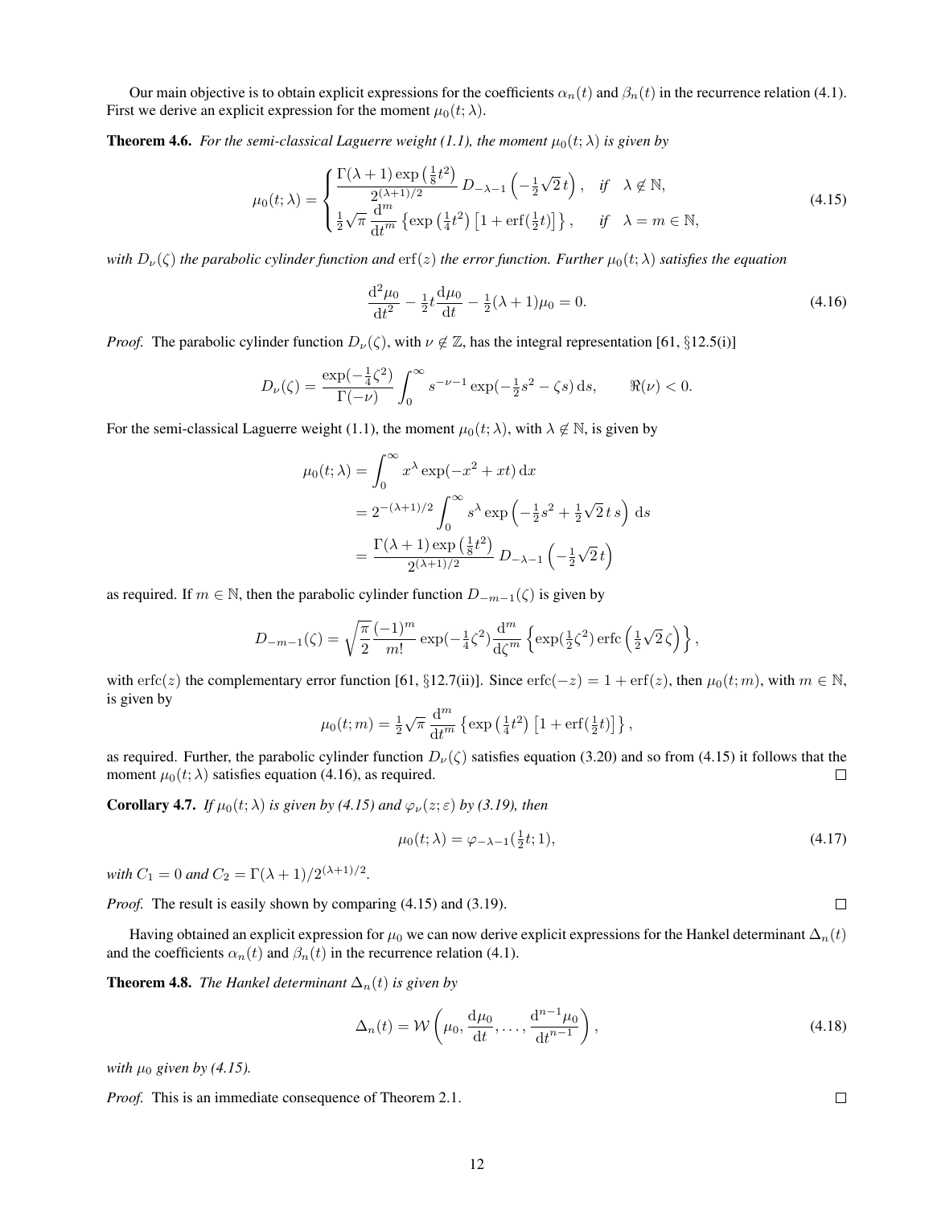Our main objective is to obtain explicit expressions for the coefficients $\alpha_n(t)$ and $\beta_n(t)$ in the recurrence relation (4.1). First we derive an explicit expression for the moment $\mu_0(t;\lambda)$.

**Theorem 4.6.** *For the semi-classical Laguerre weight (1.1), the moment $\mu_0(t;\lambda)$ is given by*

$$\mu_0(t;\lambda) = \begin{cases} \dfrac{\Gamma(\lambda+1)\exp\left(\frac{1}{8}t^2\right)}{2^{(\lambda+1)/2}}\, D_{-\lambda-1}\left(-\tfrac{1}{2}\sqrt{2}\,t\right), & \text{if} \quad \lambda \notin \mathbb{N}, \\ \tfrac{1}{2}\sqrt{\pi}\,\dfrac{\mathrm{d}^m}{\mathrm{d}t^m}\left\{\exp\left(\tfrac{1}{4}t^2\right)\left[1+\operatorname{erf}(\tfrac{1}{2}t)\right]\right\}, & \text{if} \quad \lambda = m \in \mathbb{N}, \end{cases} \tag{4.15}$$

*with $D_\nu(\zeta)$ the parabolic cylinder function and $\operatorname{erf}(z)$ the error function. Further $\mu_0(t;\lambda)$ satisfies the equation*

$$\frac{\mathrm{d}^2\mu_0}{\mathrm{d}t^2} - \tfrac{1}{2}t\frac{\mathrm{d}\mu_0}{\mathrm{d}t} - \tfrac{1}{2}(\lambda+1)\mu_0 = 0. \tag{4.16}$$

*Proof.* The parabolic cylinder function $D_\nu(\zeta)$, with $\nu \notin \mathbb{Z}$, has the integral representation [61, §12.5(i)]

$$D_\nu(\zeta) = \frac{\exp(-\frac{1}{4}\zeta^2)}{\Gamma(-\nu)}\int_0^\infty s^{-\nu-1}\exp(-\tfrac{1}{2}s^2 - \zeta s)\,\mathrm{d}s, \qquad \Re(\nu) < 0.$$

For the semi-classical Laguerre weight (1.1), the moment $\mu_0(t;\lambda)$, with $\lambda \notin \mathbb{N}$, is given by

$$\begin{aligned} \mu_0(t;\lambda) &= \int_0^\infty x^\lambda \exp(-x^2 + xt)\,\mathrm{d}x \\ &= 2^{-(\lambda+1)/2}\int_0^\infty s^\lambda \exp\left(-\tfrac{1}{2}s^2 + \tfrac{1}{2}\sqrt{2}\,t\,s\right)\,\mathrm{d}s \\ &= \frac{\Gamma(\lambda+1)\exp\left(\frac{1}{8}t^2\right)}{2^{(\lambda+1)/2}}\, D_{-\lambda-1}\left(-\tfrac{1}{2}\sqrt{2}\,t\right) \end{aligned}$$

as required. If $m \in \mathbb{N}$, then the parabolic cylinder function $D_{-m-1}(\zeta)$ is given by

$$D_{-m-1}(\zeta) = \sqrt{\frac{\pi}{2}}\frac{(-1)^m}{m!}\exp(-\tfrac{1}{4}\zeta^2)\frac{\mathrm{d}^m}{\mathrm{d}\zeta^m}\left\{\exp(\tfrac{1}{2}\zeta^2)\operatorname{erfc}\left(\tfrac{1}{2}\sqrt{2}\,\zeta\right)\right\},$$

with $\operatorname{erfc}(z)$ the complementary error function [61, §12.7(ii)]. Since $\operatorname{erfc}(-z) = 1 + \operatorname{erf}(z)$, then $\mu_0(t;m)$, with $m \in \mathbb{N}$, is given by

$$\mu_0(t;m) = \tfrac{1}{2}\sqrt{\pi}\,\frac{\mathrm{d}^m}{\mathrm{d}t^m}\left\{\exp\left(\tfrac{1}{4}t^2\right)\left[1+\operatorname{erf}(\tfrac{1}{2}t)\right]\right\},$$

as required. Further, the parabolic cylinder function $D_\nu(\zeta)$ satisfies equation (3.20) and so from (4.15) it follows that the moment $\mu_0(t;\lambda)$ satisfies equation (4.16), as required. □

**Corollary 4.7.** *If $\mu_0(t;\lambda)$ is given by (4.15) and $\varphi_\nu(z;\varepsilon)$ by (3.19), then*

$$\mu_0(t;\lambda) = \varphi_{-\lambda-1}(\tfrac{1}{2}t;1), \tag{4.17}$$

*with $C_1 = 0$ and $C_2 = \Gamma(\lambda+1)/2^{(\lambda+1)/2}$.*

*Proof.* The result is easily shown by comparing (4.15) and (3.19). □

Having obtained an explicit expression for $\mu_0$ we can now derive explicit expressions for the Hankel determinant $\Delta_n(t)$ and the coefficients $\alpha_n(t)$ and $\beta_n(t)$ in the recurrence relation (4.1).

**Theorem 4.8.** *The Hankel determinant $\Delta_n(t)$ is given by*

$$\Delta_n(t) = \mathcal{W}\left(\mu_0, \frac{\mathrm{d}\mu_0}{\mathrm{d}t}, \ldots, \frac{\mathrm{d}^{n-1}\mu_0}{\mathrm{d}t^{n-1}}\right), \tag{4.18}$$

*with $\mu_0$ given by (4.15).*

*Proof.* This is an immediate consequence of Theorem 2.1. □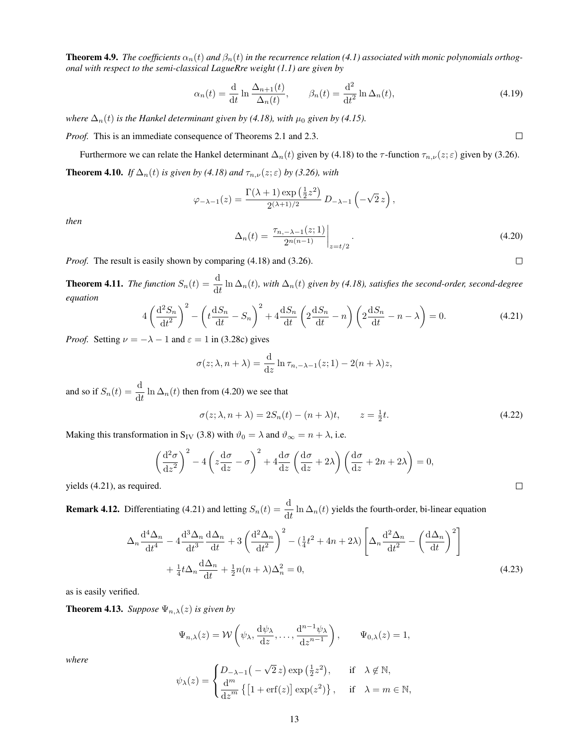**Theorem 4.9.** *The coefficients $\alpha_n(t)$ and $\beta_n(t)$ in the recurrence relation (4.1) associated with monic polynomials orthogonal with respect to the semi-classical LagueRre weight (1.1) are given by*

$$\alpha_n(t) = \frac{\mathrm{d}}{\mathrm{d}t} \ln \frac{\Delta_{n+1}(t)}{\Delta_n(t)}, \qquad \beta_n(t) = \frac{\mathrm{d}^2}{\mathrm{d}t^2} \ln \Delta_n(t), \tag{4.19}$$

*where $\Delta_n(t)$ is the Hankel determinant given by (4.18), with $\mu_0$ given by (4.15).*

*Proof.* This is an immediate consequence of Theorems 2.1 and 2.3. □

Furthermore we can relate the Hankel determinant $\Delta_n(t)$ given by (4.18) to the $\tau$-function $\tau_{n,\nu}(z;\varepsilon)$ given by (3.26).

**Theorem 4.10.** *If $\Delta_n(t)$ is given by (4.18) and $\tau_{n,\nu}(z;\varepsilon)$ by (3.26), with*

$$\varphi_{-\lambda-1}(z) = \frac{\Gamma(\lambda+1)\exp\left(\frac{1}{2}z^2\right)}{2^{(\lambda+1)/2}}\, D_{-\lambda-1}\left(-\sqrt{2}\, z\right),$$

*then*

$$\Delta_n(t) = \left.\frac{\tau_{n,-\lambda-1}(z;1)}{2^{n(n-1)}}\right|_{z=t/2}. \tag{4.20}$$

*Proof.* The result is easily shown by comparing (4.18) and (3.26). □

**Theorem 4.11.** *The function $S_n(t) = \dfrac{\mathrm{d}}{\mathrm{d}t}\ln \Delta_n(t)$, with $\Delta_n(t)$ given by (4.18), satisfies the second-order, second-degree equation*

$$4\left(\frac{\mathrm{d}^2 S_n}{\mathrm{d}t^2}\right)^2 - \left(t\frac{\mathrm{d}S_n}{\mathrm{d}t} - S_n\right)^2 + 4\frac{\mathrm{d}S_n}{\mathrm{d}t}\left(2\frac{\mathrm{d}S_n}{\mathrm{d}t} - n\right)\left(2\frac{\mathrm{d}S_n}{\mathrm{d}t} - n - \lambda\right) = 0. \tag{4.21}$$

*Proof.* Setting $\nu = -\lambda - 1$ and $\varepsilon = 1$ in (3.28c) gives

$$\sigma(z;\lambda, n+\lambda) = \frac{\mathrm{d}}{\mathrm{d}z}\ln \tau_{n,-\lambda-1}(z;1) - 2(n+\lambda)z,$$

and so if $S_n(t) = \dfrac{\mathrm{d}}{\mathrm{d}t}\ln \Delta_n(t)$ then from (4.20) we see that

$$\sigma(z;\lambda, n+\lambda) = 2S_n(t) - (n+\lambda)t, \qquad z = \tfrac{1}{2}t. \tag{4.22}$$

Making this transformation in $\mathrm{S_{IV}}$ (3.8) with $\vartheta_0 = \lambda$ and $\vartheta_\infty = n + \lambda$, i.e.

$$\left(\frac{\mathrm{d}^2\sigma}{\mathrm{d}z^2}\right)^2 - 4\left(z\frac{\mathrm{d}\sigma}{\mathrm{d}z} - \sigma\right)^2 + 4\frac{\mathrm{d}\sigma}{\mathrm{d}z}\left(\frac{\mathrm{d}\sigma}{\mathrm{d}z} + 2\lambda\right)\left(\frac{\mathrm{d}\sigma}{\mathrm{d}z} + 2n + 2\lambda\right) = 0,$$

yields (4.21), as required. □

**Remark 4.12.** Differentiating (4.21) and letting $S_n(t) = \dfrac{\mathrm{d}}{\mathrm{d}t}\ln \Delta_n(t)$ yields the fourth-order, bi-linear equation

$$\begin{aligned}\Delta_n \frac{\mathrm{d}^4\Delta_n}{\mathrm{d}t^4} - 4\frac{\mathrm{d}^3\Delta_n}{\mathrm{d}t^3}\frac{\mathrm{d}\Delta_n}{\mathrm{d}t} + 3\left(\frac{\mathrm{d}^2\Delta_n}{\mathrm{d}t^2}\right)^2 - \left(\tfrac{1}{4}t^2 + 4n + 2\lambda\right)\left[\Delta_n\frac{\mathrm{d}^2\Delta_n}{\mathrm{d}t^2} - \left(\frac{\mathrm{d}\Delta_n}{\mathrm{d}t}\right)^2\right]&\\ + \tfrac{1}{4}t\Delta_n\frac{\mathrm{d}\Delta_n}{\mathrm{d}t} + \tfrac{1}{2}n(n+\lambda)\Delta_n^2 = 0,&\end{aligned} \tag{4.23}$$

as is easily verified.

**Theorem 4.13.** *Suppose $\Psi_{n,\lambda}(z)$ is given by*

$$\Psi_{n,\lambda}(z) = \mathcal{W}\left(\psi_\lambda, \frac{\mathrm{d}\psi_\lambda}{\mathrm{d}z}, \ldots, \frac{\mathrm{d}^{n-1}\psi_\lambda}{\mathrm{d}z^{n-1}}\right), \qquad \Psi_{0,\lambda}(z) = 1,$$

*where*

$$\psi_\lambda(z) = \begin{cases} D_{-\lambda-1}\left(-\sqrt{2}\, z\right)\exp\left(\frac{1}{2}z^2\right), & \text{if} \quad \lambda \notin \mathbb{N}, \\ \dfrac{\mathrm{d}^m}{\mathrm{d}z^m}\left\{\left[1 + \mathrm{erf}(z)\right]\exp(z^2)\right\}, & \text{if} \quad \lambda = m \in \mathbb{N}, \end{cases}$$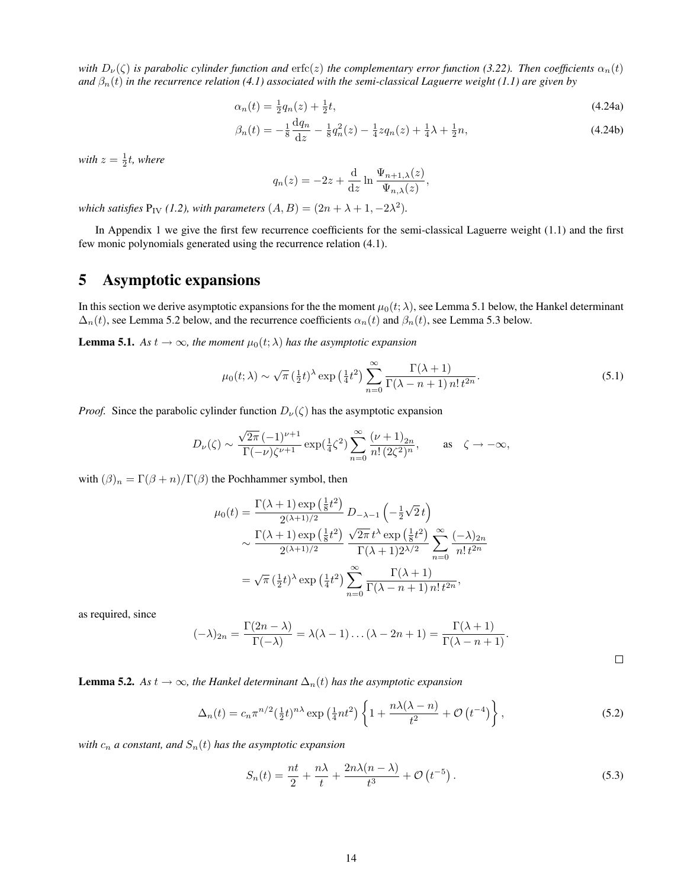*with $D_\nu(\zeta)$ is parabolic cylinder function and $\operatorname{erfc}(z)$ the complementary error function (3.22). Then coefficients $\alpha_n(t)$ and $\beta_n(t)$ in the recurrence relation (4.1) associated with the semi-classical Laguerre weight (1.1) are given by*

$$\alpha_n(t) = \tfrac{1}{2}q_n(z) + \tfrac{1}{2}t, \tag{4.24a}$$

$$\beta_n(t) = -\tfrac{1}{8}\frac{\mathrm{d}q_n}{\mathrm{d}z} - \tfrac{1}{8}q_n^2(z) - \tfrac{1}{4}zq_n(z) + \tfrac{1}{4}\lambda + \tfrac{1}{2}n, \tag{4.24b}$$

*with $z = \frac{1}{2}t$, where*

$$q_n(z) = -2z + \frac{\mathrm{d}}{\mathrm{d}z}\ln\frac{\Psi_{n+1,\lambda}(z)}{\Psi_{n,\lambda}(z)},$$

*which satisfies $\mathrm{P_{IV}}$ (1.2), with parameters $(A,B) = (2n+\lambda+1, -2\lambda^2)$.*

In Appendix 1 we give the first few recurrence coefficients for the semi-classical Laguerre weight (1.1) and the first few monic polynomials generated using the recurrence relation (4.1).

# 5 Asymptotic expansions

In this section we derive asymptotic expansions for the the moment $\mu_0(t;\lambda)$, see Lemma 5.1 below, the Hankel determinant $\Delta_n(t)$, see Lemma 5.2 below, and the recurrence coefficients $\alpha_n(t)$ and $\beta_n(t)$, see Lemma 5.3 below.

**Lemma 5.1.** *As $t \to \infty$, the moment $\mu_0(t;\lambda)$ has the asymptotic expansion*

$$\mu_0(t;\lambda) \sim \sqrt{\pi}\,(\tfrac{1}{2}t)^\lambda \exp\left(\tfrac{1}{4}t^2\right)\sum_{n=0}^{\infty}\frac{\Gamma(\lambda+1)}{\Gamma(\lambda-n+1)\,n!\,t^{2n}}. \tag{5.1}$$

*Proof.* Since the parabolic cylinder function $D_\nu(\zeta)$ has the asymptotic expansion

$$D_\nu(\zeta) \sim \frac{\sqrt{2\pi}\,(-1)^{\nu+1}}{\Gamma(-\nu)\zeta^{\nu+1}}\exp(\tfrac{1}{4}\zeta^2)\sum_{n=0}^{\infty}\frac{(\nu+1)_{2n}}{n!\,(2\zeta^2)^n}, \qquad \text{as} \quad \zeta \to -\infty,$$

with $(\beta)_n = \Gamma(\beta+n)/\Gamma(\beta)$ the Pochhammer symbol, then

$$\begin{aligned}
\mu_0(t) &= \frac{\Gamma(\lambda+1)\exp\left(\frac{1}{8}t^2\right)}{2^{(\lambda+1)/2}}\,D_{-\lambda-1}\left(-\tfrac{1}{2}\sqrt{2}\,t\right)\\
&\sim \frac{\Gamma(\lambda+1)\exp\left(\frac{1}{8}t^2\right)}{2^{(\lambda+1)/2}}\,\frac{\sqrt{2\pi}\,t^\lambda\exp\left(\frac{1}{8}t^2\right)}{\Gamma(\lambda+1)2^{\lambda/2}}\sum_{n=0}^{\infty}\frac{(-\lambda)_{2n}}{n!\,t^{2n}}\\
&= \sqrt{\pi}\,(\tfrac{1}{2}t)^\lambda\exp\left(\tfrac{1}{4}t^2\right)\sum_{n=0}^{\infty}\frac{\Gamma(\lambda+1)}{\Gamma(\lambda-n+1)\,n!\,t^{2n}},
\end{aligned}$$

as required, since

$$(-\lambda)_{2n} = \frac{\Gamma(2n-\lambda)}{\Gamma(-\lambda)} = \lambda(\lambda-1)\ldots(\lambda-2n+1) = \frac{\Gamma(\lambda+1)}{\Gamma(\lambda-n+1)}.$$

□

**Lemma 5.2.** *As $t \to \infty$, the Hankel determinant $\Delta_n(t)$ has the asymptotic expansion*

$$\Delta_n(t) = c_n\pi^{n/2}(\tfrac{1}{2}t)^{n\lambda}\exp\left(\tfrac{1}{4}nt^2\right)\left\{1 + \frac{n\lambda(\lambda-n)}{t^2} + \mathcal{O}\left(t^{-4}\right)\right\}, \tag{5.2}$$

*with $c_n$ a constant, and $S_n(t)$ has the asymptotic expansion*

$$S_n(t) = \frac{nt}{2} + \frac{n\lambda}{t} + \frac{2n\lambda(n-\lambda)}{t^3} + \mathcal{O}\left(t^{-5}\right). \tag{5.3}$$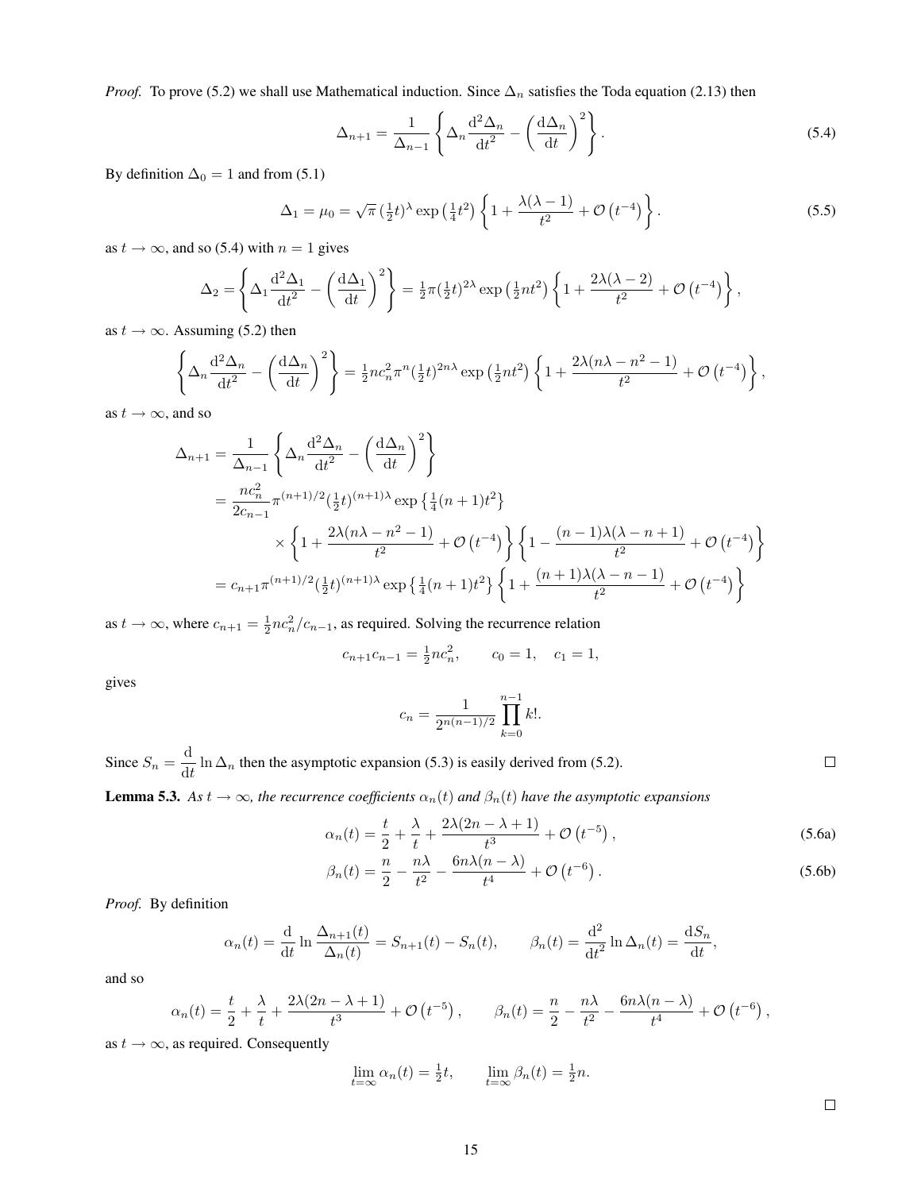*Proof.* To prove (5.2) we shall use Mathematical induction. Since $\Delta_n$ satisfies the Toda equation (2.13) then

$$\Delta_{n+1} = \frac{1}{\Delta_{n-1}} \left\{ \Delta_n \frac{\mathrm{d}^2 \Delta_n}{\mathrm{d}t^2} - \left( \frac{\mathrm{d}\Delta_n}{\mathrm{d}t} \right)^2 \right\}. \tag{5.4}$$

By definition $\Delta_0 = 1$ and from (5.1)

$$\Delta_1 = \mu_0 = \sqrt{\pi}\,(\tfrac{1}{2}t)^{\lambda} \exp\left(\tfrac{1}{4}t^2\right) \left\{ 1 + \frac{\lambda(\lambda-1)}{t^2} + \mathcal{O}\left(t^{-4}\right) \right\}. \tag{5.5}$$

as $t \to \infty$, and so (5.4) with $n = 1$ gives

$$\Delta_2 = \left\{ \Delta_1 \frac{\mathrm{d}^2 \Delta_1}{\mathrm{d}t^2} - \left( \frac{\mathrm{d}\Delta_1}{\mathrm{d}t} \right)^2 \right\} = \tfrac{1}{2}\pi(\tfrac{1}{2}t)^{2\lambda} \exp\left(\tfrac{1}{2}nt^2\right) \left\{ 1 + \frac{2\lambda(\lambda-2)}{t^2} + \mathcal{O}\left(t^{-4}\right) \right\},$$

as $t \to \infty$. Assuming (5.2) then

$$\left\{ \Delta_n \frac{\mathrm{d}^2 \Delta_n}{\mathrm{d}t^2} - \left( \frac{\mathrm{d}\Delta_n}{\mathrm{d}t} \right)^2 \right\} = \tfrac{1}{2}nc_n^2\pi^n(\tfrac{1}{2}t)^{2n\lambda} \exp\left(\tfrac{1}{2}nt^2\right) \left\{ 1 + \frac{2\lambda(n\lambda - n^2 - 1)}{t^2} + \mathcal{O}\left(t^{-4}\right) \right\},$$

as $t \to \infty$, and so

$$\begin{aligned}
\Delta_{n+1} &= \frac{1}{\Delta_{n-1}} \left\{ \Delta_n \frac{\mathrm{d}^2 \Delta_n}{\mathrm{d}t^2} - \left( \frac{\mathrm{d}\Delta_n}{\mathrm{d}t} \right)^2 \right\} \\
&= \frac{nc_n^2}{2c_{n-1}} \pi^{(n+1)/2} (\tfrac{1}{2}t)^{(n+1)\lambda} \exp\left\{\tfrac{1}{4}(n+1)t^2\right\} \\
&\qquad \times \left\{ 1 + \frac{2\lambda(n\lambda - n^2 - 1)}{t^2} + \mathcal{O}\left(t^{-4}\right) \right\} \left\{ 1 - \frac{(n-1)\lambda(\lambda - n + 1)}{t^2} + \mathcal{O}\left(t^{-4}\right) \right\} \\
&= c_{n+1} \pi^{(n+1)/2} (\tfrac{1}{2}t)^{(n+1)\lambda} \exp\left\{\tfrac{1}{4}(n+1)t^2\right\} \left\{ 1 + \frac{(n+1)\lambda(\lambda - n - 1)}{t^2} + \mathcal{O}\left(t^{-4}\right) \right\}
\end{aligned}$$

as $t \to \infty$, where $c_{n+1} = \tfrac{1}{2}nc_n^2/c_{n-1}$, as required. Solving the recurrence relation

$$c_{n+1}c_{n-1} = \tfrac{1}{2}nc_n^2, \qquad c_0 = 1, \quad c_1 = 1,$$

gives

$$c_n = \frac{1}{2^{n(n-1)/2}} \prod_{k=0}^{n-1} k!.$$

Since $S_n = \dfrac{\mathrm{d}}{\mathrm{d}t} \ln \Delta_n$ then the asymptotic expansion (5.3) is easily derived from (5.2). □

**Lemma 5.3.** *As $t \to \infty$, the recurrence coefficients $\alpha_n(t)$ and $\beta_n(t)$ have the asymptotic expansions*

$$\alpha_n(t) = \frac{t}{2} + \frac{\lambda}{t} + \frac{2\lambda(2n - \lambda + 1)}{t^3} + \mathcal{O}\left(t^{-5}\right), \tag{5.6a}$$

$$\beta_n(t) = \frac{n}{2} - \frac{n\lambda}{t^2} - \frac{6n\lambda(n-\lambda)}{t^4} + \mathcal{O}\left(t^{-6}\right). \tag{5.6b}$$

*Proof.* By definition

$$\alpha_n(t) = \frac{\mathrm{d}}{\mathrm{d}t} \ln \frac{\Delta_{n+1}(t)}{\Delta_n(t)} = S_{n+1}(t) - S_n(t), \qquad \beta_n(t) = \frac{\mathrm{d}^2}{\mathrm{d}t^2} \ln \Delta_n(t) = \frac{\mathrm{d}S_n}{\mathrm{d}t},$$

and so

$$\alpha_n(t) = \frac{t}{2} + \frac{\lambda}{t} + \frac{2\lambda(2n - \lambda + 1)}{t^3} + \mathcal{O}\left(t^{-5}\right), \qquad \beta_n(t) = \frac{n}{2} - \frac{n\lambda}{t^2} - \frac{6n\lambda(n-\lambda)}{t^4} + \mathcal{O}\left(t^{-6}\right),$$

as $t \to \infty$, as required. Consequently

$$\lim_{t=\infty} \alpha_n(t) = \tfrac{1}{2}t, \qquad \lim_{t=\infty} \beta_n(t) = \tfrac{1}{2}n.$$

□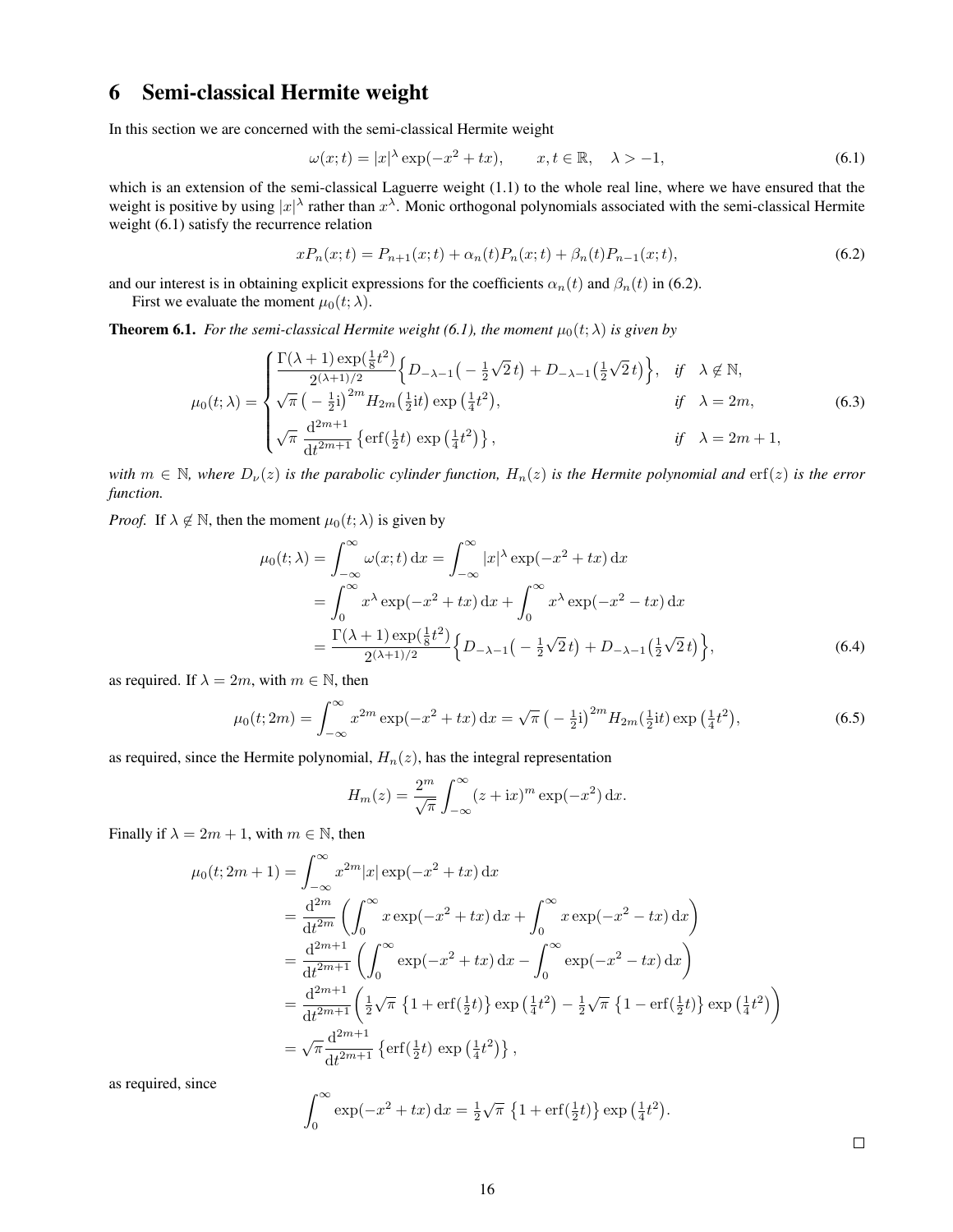# 6 Semi-classical Hermite weight

In this section we are concerned with the semi-classical Hermite weight

$$\omega(x;t) = |x|^\lambda \exp(-x^2 + tx), \qquad x, t \in \mathbb{R}, \quad \lambda > -1, \tag{6.1}$$

which is an extension of the semi-classical Laguerre weight (1.1) to the whole real line, where we have ensured that the weight is positive by using $|x|^\lambda$ rather than $x^\lambda$. Monic orthogonal polynomials associated with the semi-classical Hermite weight (6.1) satisfy the recurrence relation

$$xP_n(x;t) = P_{n+1}(x;t) + \alpha_n(t)P_n(x;t) + \beta_n(t)P_{n-1}(x;t), \tag{6.2}$$

and our interest is in obtaining explicit expressions for the coefficients $\alpha_n(t)$ and $\beta_n(t)$ in (6.2).

First we evaluate the moment $\mu_0(t;\lambda)$.

**Theorem 6.1.** *For the semi-classical Hermite weight (6.1), the moment $\mu_0(t;\lambda)$ is given by*

$$\mu_0(t;\lambda) = \begin{cases} \dfrac{\Gamma(\lambda+1)\exp(\frac{1}{8}t^2)}{2^{(\lambda+1)/2}}\Big\{D_{-\lambda-1}\big(-\tfrac{1}{2}\sqrt{2}\,t\big) + D_{-\lambda-1}\big(\tfrac{1}{2}\sqrt{2}\,t\big)\Big\}, & \text{if} \quad \lambda \notin \mathbb{N}, \\ \sqrt{\pi}\,\big(-\tfrac{1}{2}\mathrm{i}\big)^{2m} H_{2m}\big(\tfrac{1}{2}\mathrm{i}t\big)\exp\big(\tfrac{1}{4}t^2\big), & \text{if} \quad \lambda = 2m, \\ \sqrt{\pi}\,\dfrac{\mathrm{d}^{2m+1}}{\mathrm{d}t^{2m+1}}\left\{\operatorname{erf}(\tfrac{1}{2}t)\,\exp\big(\tfrac{1}{4}t^2\big)\right\}, & \text{if} \quad \lambda = 2m+1, \end{cases} \tag{6.3}$$

*with $m \in \mathbb{N}$, where $D_\nu(z)$ is the parabolic cylinder function, $H_n(z)$ is the Hermite polynomial and $\operatorname{erf}(z)$ is the error function.*

*Proof.* If $\lambda \notin \mathbb{N}$, then the moment $\mu_0(t;\lambda)$ is given by

$$\begin{aligned} \mu_0(t;\lambda) &= \int_{-\infty}^{\infty} \omega(x;t)\,\mathrm{d}x = \int_{-\infty}^{\infty} |x|^\lambda \exp(-x^2 + tx)\,\mathrm{d}x \\ &= \int_0^\infty x^\lambda \exp(-x^2 + tx)\,\mathrm{d}x + \int_0^\infty x^\lambda \exp(-x^2 - tx)\,\mathrm{d}x \\ &= \frac{\Gamma(\lambda+1)\exp(\frac{1}{8}t^2)}{2^{(\lambda+1)/2}}\Big\{D_{-\lambda-1}\big(-\tfrac{1}{2}\sqrt{2}\,t\big) + D_{-\lambda-1}\big(\tfrac{1}{2}\sqrt{2}\,t\big)\Big\}, \end{aligned} \tag{6.4}$$

as required. If $\lambda = 2m$, with $m \in \mathbb{N}$, then

$$\mu_0(t;2m) = \int_{-\infty}^{\infty} x^{2m} \exp(-x^2 + tx)\,\mathrm{d}x = \sqrt{\pi}\,\big(-\tfrac{1}{2}\mathrm{i}\big)^{2m} H_{2m}\big(\tfrac{1}{2}\mathrm{i}t\big)\exp\big(\tfrac{1}{4}t^2\big), \tag{6.5}$$

as required, since the Hermite polynomial, $H_n(z)$, has the integral representation

$$H_m(z) = \frac{2^m}{\sqrt{\pi}} \int_{-\infty}^{\infty} (z + \mathrm{i}x)^m \exp(-x^2)\,\mathrm{d}x.$$

Finally if $\lambda = 2m+1$, with $m \in \mathbb{N}$, then

$$\begin{aligned} \mu_0(t;2m+1) &= \int_{-\infty}^{\infty} x^{2m}|x| \exp(-x^2 + tx)\,\mathrm{d}x \\ &= \frac{\mathrm{d}^{2m}}{\mathrm{d}t^{2m}}\left(\int_0^\infty x\exp(-x^2 + tx)\,\mathrm{d}x + \int_0^\infty x\exp(-x^2 - tx)\,\mathrm{d}x\right) \\ &= \frac{\mathrm{d}^{2m+1}}{\mathrm{d}t^{2m+1}}\left(\int_0^\infty \exp(-x^2 + tx)\,\mathrm{d}x - \int_0^\infty \exp(-x^2 - tx)\,\mathrm{d}x\right) \\ &= \frac{\mathrm{d}^{2m+1}}{\mathrm{d}t^{2m+1}}\left(\tfrac{1}{2}\sqrt{\pi}\,\left\{1 + \operatorname{erf}(\tfrac{1}{2}t)\right\}\exp\big(\tfrac{1}{4}t^2\big) - \tfrac{1}{2}\sqrt{\pi}\,\left\{1 - \operatorname{erf}(\tfrac{1}{2}t)\right\}\exp\big(\tfrac{1}{4}t^2\big)\right) \\ &= \sqrt{\pi}\frac{\mathrm{d}^{2m+1}}{\mathrm{d}t^{2m+1}}\left\{\operatorname{erf}(\tfrac{1}{2}t)\,\exp\big(\tfrac{1}{4}t^2\big)\right\}, \end{aligned}$$

as required, since

$$\int_0^\infty \exp(-x^2 + tx)\,\mathrm{d}x = \tfrac{1}{2}\sqrt{\pi}\,\left\{1 + \operatorname{erf}(\tfrac{1}{2}t)\right\}\exp\big(\tfrac{1}{4}t^2\big).$$

□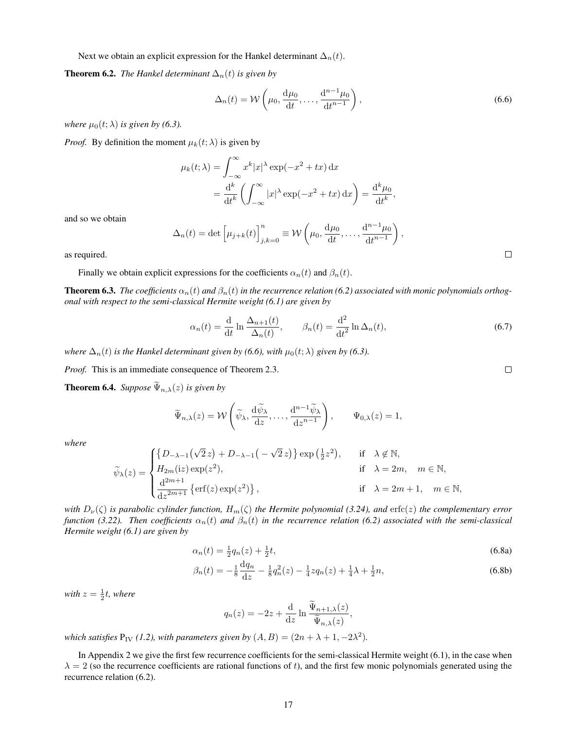Next we obtain an explicit expression for the Hankel determinant $\Delta_n(t)$.

**Theorem 6.2.** *The Hankel determinant $\Delta_n(t)$ is given by*

$$\Delta_n(t) = \mathcal{W}\left(\mu_0, \frac{\mathrm{d}\mu_0}{\mathrm{d}t}, \ldots, \frac{\mathrm{d}^{n-1}\mu_0}{\mathrm{d}t^{n-1}}\right), \tag{6.6}$$

*where $\mu_0(t;\lambda)$ is given by (6.3).*

*Proof.* By definition the moment $\mu_k(t;\lambda)$ is given by

$$\begin{aligned}
\mu_k(t;\lambda) &= \int_{-\infty}^{\infty} x^k |x|^\lambda \exp(-x^2 + tx)\,\mathrm{d}x \\
&= \frac{\mathrm{d}^k}{\mathrm{d}t^k}\left(\int_{-\infty}^{\infty} |x|^\lambda \exp(-x^2 + tx)\,\mathrm{d}x\right) = \frac{\mathrm{d}^k\mu_0}{\mathrm{d}t^k},
\end{aligned}$$

and so we obtain

$$\Delta_n(t) = \det\Big[\mu_{j+k}(t)\Big]_{j,k=0}^{n} \equiv \mathcal{W}\left(\mu_0, \frac{\mathrm{d}\mu_0}{\mathrm{d}t}, \ldots, \frac{\mathrm{d}^{n-1}\mu_0}{\mathrm{d}t^{n-1}}\right),$$

as required. □

Finally we obtain explicit expressions for the coefficients $\alpha_n(t)$ and $\beta_n(t)$.

**Theorem 6.3.** *The coefficients $\alpha_n(t)$ and $\beta_n(t)$ in the recurrence relation (6.2) associated with monic polynomials orthogonal with respect to the semi-classical Hermite weight (6.1) are given by*

$$\alpha_n(t) = \frac{\mathrm{d}}{\mathrm{d}t}\ln\frac{\Delta_{n+1}(t)}{\Delta_n(t)}, \qquad \beta_n(t) = \frac{\mathrm{d}^2}{\mathrm{d}t^2}\ln\Delta_n(t), \tag{6.7}$$

*where $\Delta_n(t)$ is the Hankel determinant given by (6.6), with $\mu_0(t;\lambda)$ given by (6.3).*

*Proof.* This is an immediate consequence of Theorem 2.3. □

**Theorem 6.4.** *Suppose $\widetilde{\Psi}_{n,\lambda}(z)$ is given by*

$$\widetilde{\Psi}_{n,\lambda}(z) = \mathcal{W}\left(\widetilde{\psi}_\lambda, \frac{\mathrm{d}\widetilde{\psi}_\lambda}{\mathrm{d}z}, \ldots, \frac{\mathrm{d}^{n-1}\widetilde{\psi}_\lambda}{\mathrm{d}z^{n-1}}\right), \qquad \Psi_{0,\lambda}(z) = 1,$$

*where*

$$\widetilde{\psi}_\lambda(z) = \begin{cases}
\big\{D_{-\lambda-1}\big(\sqrt{2}\,z\big) + D_{-\lambda-1}\big(-\sqrt{2}\,z\big)\big\}\exp\big(\tfrac{1}{2}z^2\big), & \text{if} \quad \lambda \notin \mathbb{N}, \\
H_{2m}(\mathrm{i}z)\exp(z^2), & \text{if} \quad \lambda = 2m, \quad m \in \mathbb{N}, \\
\dfrac{\mathrm{d}^{2m+1}}{\mathrm{d}z^{2m+1}}\left\{\mathrm{erf}(z)\exp(z^2)\right\}, & \text{if} \quad \lambda = 2m+1, \quad m \in \mathbb{N},
\end{cases}$$

*with $D_\nu(\zeta)$ is parabolic cylinder function, $H_m(\zeta)$ the Hermite polynomial (3.24), and $\mathrm{erfc}(z)$ the complementary error function (3.22). Then coefficients $\alpha_n(t)$ and $\beta_n(t)$ in the recurrence relation (6.2) associated with the semi-classical Hermite weight (6.1) are given by*

$$\alpha_n(t) = \tfrac{1}{2}q_n(z) + \tfrac{1}{2}t, \tag{6.8a}$$

$$\beta_n(t) = -\tfrac{1}{8}\frac{\mathrm{d}q_n}{\mathrm{d}z} - \tfrac{1}{8}q_n^2(z) - \tfrac{1}{4}zq_n(z) + \tfrac{1}{4}\lambda + \tfrac{1}{2}n, \tag{6.8b}$$

*with $z = \frac{1}{2}t$, where*

$$q_n(z) = -2z + \frac{\mathrm{d}}{\mathrm{d}z}\ln\frac{\widetilde{\Psi}_{n+1,\lambda}(z)}{\widetilde{\Psi}_{n,\lambda}(z)},$$

*which satisfies $\mathrm{P_{IV}}$ (1.2), with parameters given by $(A,B) = (2n+\lambda+1, -2\lambda^2)$.*

In Appendix 2 we give the first few recurrence coefficients for the semi-classical Hermite weight (6.1), in the case when $\lambda = 2$ (so the recurrence coefficients are rational functions of $t$), and the first few monic polynomials generated using the recurrence relation (6.2).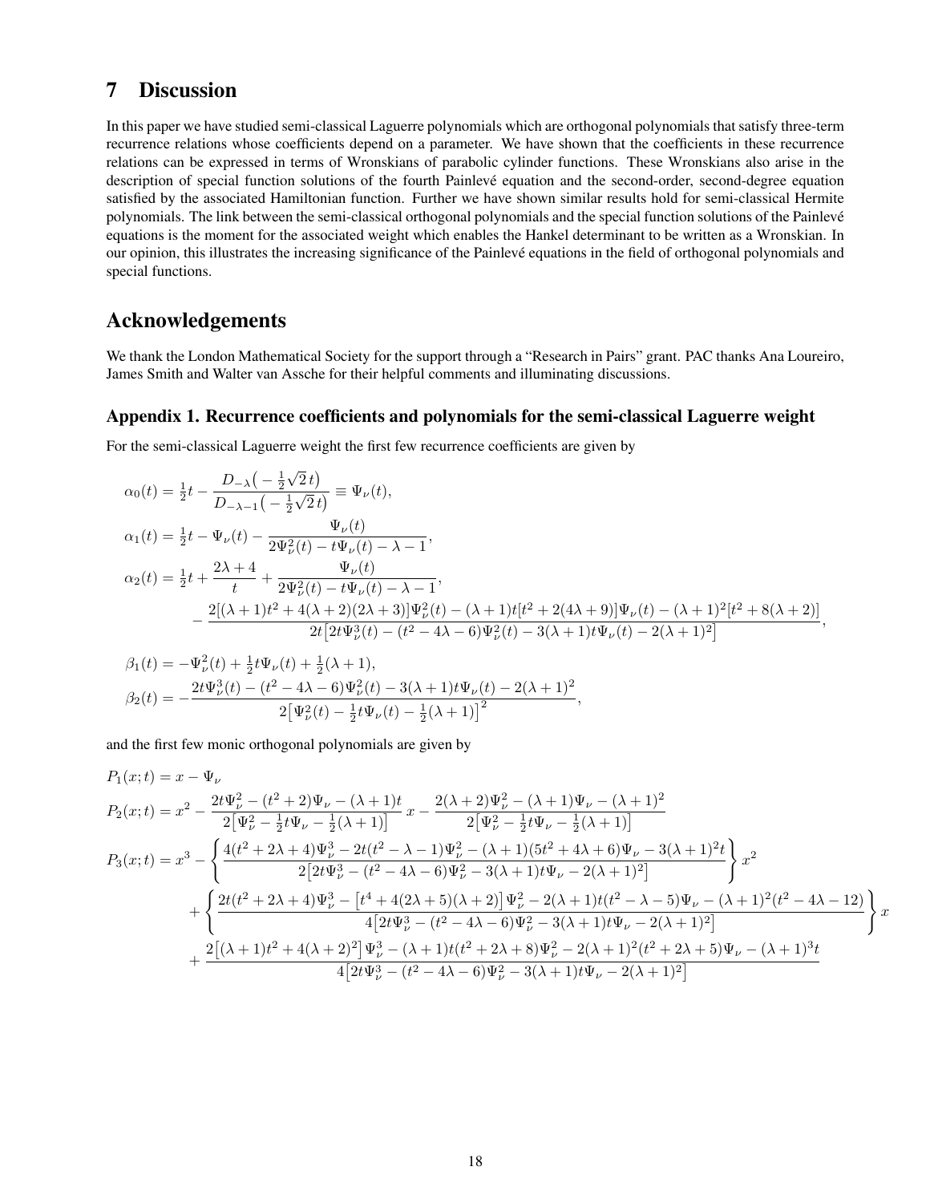## 7 Discussion

In this paper we have studied semi-classical Laguerre polynomials which are orthogonal polynomials that satisfy three-term recurrence relations whose coefficients depend on a parameter. We have shown that the coefficients in these recurrence relations can be expressed in terms of Wronskians of parabolic cylinder functions. These Wronskians also arise in the description of special function solutions of the fourth Painlevé equation and the second-order, second-degree equation satisfied by the associated Hamiltonian function. Further we have shown similar results hold for semi-classical Hermite polynomials. The link between the semi-classical orthogonal polynomials and the special function solutions of the Painlevé equations is the moment for the associated weight which enables the Hankel determinant to be written as a Wronskian. In our opinion, this illustrates the increasing significance of the Painlevé equations in the field of orthogonal polynomials and special functions.

## Acknowledgements

We thank the London Mathematical Society for the support through a "Research in Pairs" grant. PAC thanks Ana Loureiro, James Smith and Walter van Assche for their helpful comments and illuminating discussions.

### Appendix 1. Recurrence coefficients and polynomials for the semi-classical Laguerre weight

For the semi-classical Laguerre weight the first few recurrence coefficients are given by

$$
\begin{aligned}
\alpha_0(t) &= \tfrac{1}{2}t - \frac{D_{-\lambda}\big(-\tfrac{1}{2}\sqrt{2}\,t\big)}{D_{-\lambda-1}\big(-\tfrac{1}{2}\sqrt{2}\,t\big)} \equiv \Psi_\nu(t),\\
\alpha_1(t) &= \tfrac{1}{2}t - \Psi_\nu(t) - \frac{\Psi_\nu(t)}{2\Psi_\nu^2(t) - t\Psi_\nu(t) - \lambda - 1},\\
\alpha_2(t) &= \tfrac{1}{2}t + \frac{2\lambda+4}{t} + \frac{\Psi_\nu(t)}{2\Psi_\nu^2(t) - t\Psi_\nu(t) - \lambda - 1},\\
&\qquad - \frac{2[(\lambda+1)t^2 + 4(\lambda+2)(2\lambda+3)]\Psi_\nu^2(t) - (\lambda+1)t[t^2+2(4\lambda+9)]\Psi_\nu(t) - (\lambda+1)^2[t^2+8(\lambda+2)]}{2t\big[2t\Psi_\nu^3(t) - (t^2-4\lambda-6)\Psi_\nu^2(t) - 3(\lambda+1)t\Psi_\nu(t) - 2(\lambda+1)^2\big]},
\end{aligned}
$$

$$
\begin{aligned}
\beta_1(t) &= -\Psi_\nu^2(t) + \tfrac{1}{2}t\Psi_\nu(t) + \tfrac{1}{2}(\lambda+1),\\
\beta_2(t) &= -\frac{2t\Psi_\nu^3(t) - (t^2-4\lambda-6)\Psi_\nu^2(t) - 3(\lambda+1)t\Psi_\nu(t) - 2(\lambda+1)^2}{2\big[\Psi_\nu^2(t) - \tfrac{1}{2}t\Psi_\nu(t) - \tfrac{1}{2}(\lambda+1)\big]^2},
\end{aligned}
$$

and the first few monic orthogonal polynomials are given by

$$
\begin{aligned}
P_1(x;t) &= x - \Psi_\nu\\
P_2(x;t) &= x^2 - \frac{2t\Psi_\nu^2 - (t^2+2)\Psi_\nu - (\lambda+1)t}{2\big[\Psi_\nu^2 - \tfrac{1}{2}t\Psi_\nu - \tfrac{1}{2}(\lambda+1)\big]}\,x - \frac{2(\lambda+2)\Psi_\nu^2 - (\lambda+1)\Psi_\nu - (\lambda+1)^2}{2\big[\Psi_\nu^2 - \tfrac{1}{2}t\Psi_\nu - \tfrac{1}{2}(\lambda+1)\big]}\\
P_3(x;t) &= x^3 - \left\{\frac{4(t^2+2\lambda+4)\Psi_\nu^3 - 2t(t^2-\lambda-1)\Psi_\nu^2 - (\lambda+1)(5t^2+4\lambda+6)\Psi_\nu - 3(\lambda+1)^2t}{2\big[2t\Psi_\nu^3 - (t^2-4\lambda-6)\Psi_\nu^2 - 3(\lambda+1)t\Psi_\nu - 2(\lambda+1)^2\big]}\right\}x^2\\
&\quad + \left\{\frac{2t(t^2+2\lambda+4)\Psi_\nu^3 - \big[t^4+4(2\lambda+5)(\lambda+2)\big]\Psi_\nu^2 - 2(\lambda+1)t(t^2-\lambda-5)\Psi_\nu - (\lambda+1)^2(t^2-4\lambda-12)}{4\big[2t\Psi_\nu^3 - (t^2-4\lambda-6)\Psi_\nu^2 - 3(\lambda+1)t\Psi_\nu - 2(\lambda+1)^2\big]}\right\}x\\
&\quad + \frac{2\big[(\lambda+1)t^2+4(\lambda+2)^2\big]\Psi_\nu^3 - (\lambda+1)t(t^2+2\lambda+8)\Psi_\nu^2 - 2(\lambda+1)^2(t^2+2\lambda+5)\Psi_\nu - (\lambda+1)^3t}{4\big[2t\Psi_\nu^3 - (t^2-4\lambda-6)\Psi_\nu^2 - 3(\lambda+1)t\Psi_\nu - 2(\lambda+1)^2\big]}
\end{aligned}
$$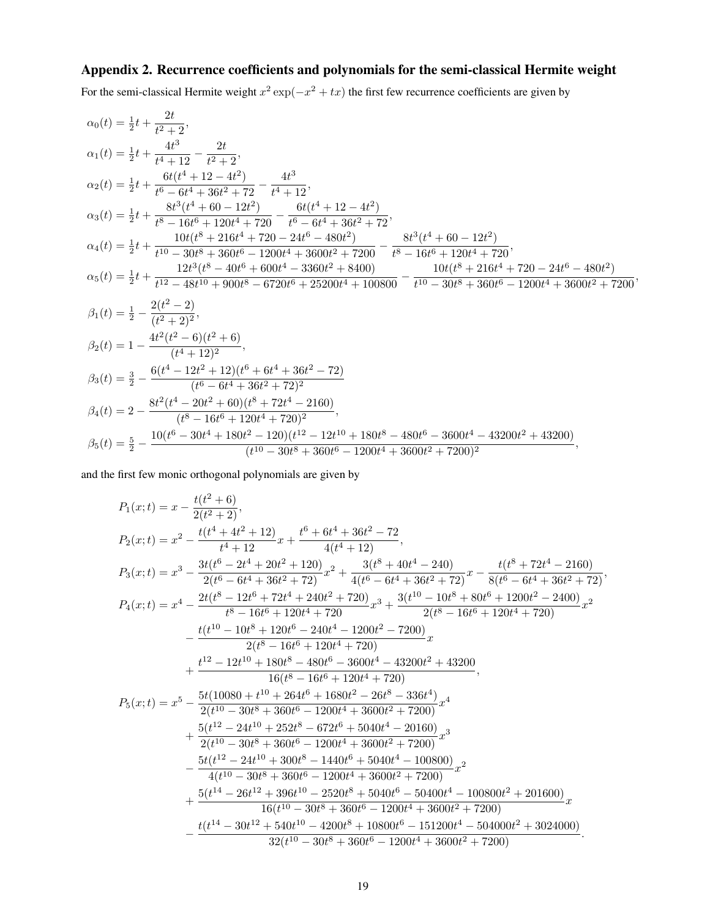## Appendix 2. Recurrence coefficients and polynomials for the semi-classical Hermite weight

For the semi-classical Hermite weight $x^2 \exp(-x^2 + tx)$ the first few recurrence coefficients are given by

$$\alpha_0(t) = \tfrac{1}{2}t + \frac{2t}{t^2+2},$$

$$\alpha_1(t) = \tfrac{1}{2}t + \frac{4t^3}{t^4+12} - \frac{2t}{t^2+2},$$

$$\alpha_2(t) = \tfrac{1}{2}t + \frac{6t(t^4+12-4t^2)}{t^6-6t^4+36t^2+72} - \frac{4t^3}{t^4+12},$$

$$\alpha_3(t) = \tfrac{1}{2}t + \frac{8t^3(t^4+60-12t^2)}{t^8-16t^6+120t^4+720} - \frac{6t(t^4+12-4t^2)}{t^6-6t^4+36t^2+72},$$

$$\alpha_4(t) = \tfrac{1}{2}t + \frac{10t(t^8+216t^4+720-24t^6-480t^2)}{t^{10}-30t^8+360t^6-1200t^4+3600t^2+7200} - \frac{8t^3(t^4+60-12t^2)}{t^8-16t^6+120t^4+720},$$

$$\alpha_5(t) = \tfrac{1}{2}t + \frac{12t^3(t^8-40t^6+600t^4-3360t^2+8400)}{t^{12}-48t^{10}+900t^8-6720t^6+25200t^4+100800} - \frac{10t(t^8+216t^4+720-24t^6-480t^2)}{t^{10}-30t^8+360t^6-1200t^4+3600t^2+7200},$$

$$\beta_1(t) = \tfrac{1}{2} - \frac{2(t^2-2)}{(t^2+2)^2},$$

$$\beta_2(t) = 1 - \frac{4t^2(t^2-6)(t^2+6)}{(t^4+12)^2},$$

$$\beta_3(t) = \tfrac{3}{2} - \frac{6(t^4-12t^2+12)(t^6+6t^4+36t^2-72)}{(t^6-6t^4+36t^2+72)^2}$$

$$\beta_4(t) = 2 - \frac{8t^2(t^4-20t^2+60)(t^8+72t^4-2160)}{(t^8-16t^6+120t^4+720)^2},$$

$$\beta_5(t) = \tfrac{5}{2} - \frac{10(t^6-30t^4+180t^2-120)(t^{12}-12t^{10}+180t^8-480t^6-3600t^4-43200t^2+43200)}{(t^{10}-30t^8+360t^6-1200t^4+3600t^2+7200)^2},$$

and the first few monic orthogonal polynomials are given by

$$P_1(x;t) = x - \frac{t(t^2+6)}{2(t^2+2)},$$

$$P_2(x;t) = x^2 - \frac{t(t^4+4t^2+12)}{t^4+12}x + \frac{t^6+6t^4+36t^2-72}{4(t^4+12)},$$

$$P_3(x;t) = x^3 - \frac{3t(t^6-2t^4+20t^2+120)}{2(t^6-6t^4+36t^2+72)}x^2 + \frac{3(t^8+40t^4-240)}{4(t^6-6t^4+36t^2+72)}x - \frac{t(t^8+72t^4-2160)}{8(t^6-6t^4+36t^2+72)},$$

$$\begin{aligned}
P_4(x;t) = x^4 &- \frac{2t(t^8-12t^6+72t^4+240t^2+720)}{t^8-16t^6+120t^4+720}x^3 + \frac{3(t^{10}-10t^8+80t^6+1200t^2-2400)}{2(t^8-16t^6+120t^4+720)}x^2 \\
&- \frac{t(t^{10}-10t^8+120t^6-240t^4-1200t^2-7200)}{2(t^8-16t^6+120t^4+720)}x \\
&+ \frac{t^{12}-12t^{10}+180t^8-480t^6-3600t^4-43200t^2+43200}{16(t^8-16t^6+120t^4+720)},
\end{aligned}$$

$$\begin{aligned}
P_5(x;t) = x^5 &- \frac{5t(10080+t^{10}+264t^6+1680t^2-26t^8-336t^4)}{2(t^{10}-30t^8+360t^6-1200t^4+3600t^2+7200)}x^4 \\
&+ \frac{5(t^{12}-24t^{10}+252t^8-672t^6+5040t^4-20160)}{2(t^{10}-30t^8+360t^6-1200t^4+3600t^2+7200)}x^3 \\
&- \frac{5t(t^{12}-24t^{10}+300t^8-1440t^6+5040t^4-100800)}{4(t^{10}-30t^8+360t^6-1200t^4+3600t^2+7200)}x^2 \\
&+ \frac{5(t^{14}-26t^{12}+396t^{10}-2520t^8+5040t^6-50400t^4-100800t^2+201600)}{16(t^{10}-30t^8+360t^6-1200t^4+3600t^2+7200)}x \\
&- \frac{t(t^{14}-30t^{12}+540t^{10}-4200t^8+10800t^6-151200t^4-504000t^2+3024000)}{32(t^{10}-30t^8+360t^6-1200t^4+3600t^2+7200)}.
\end{aligned}$$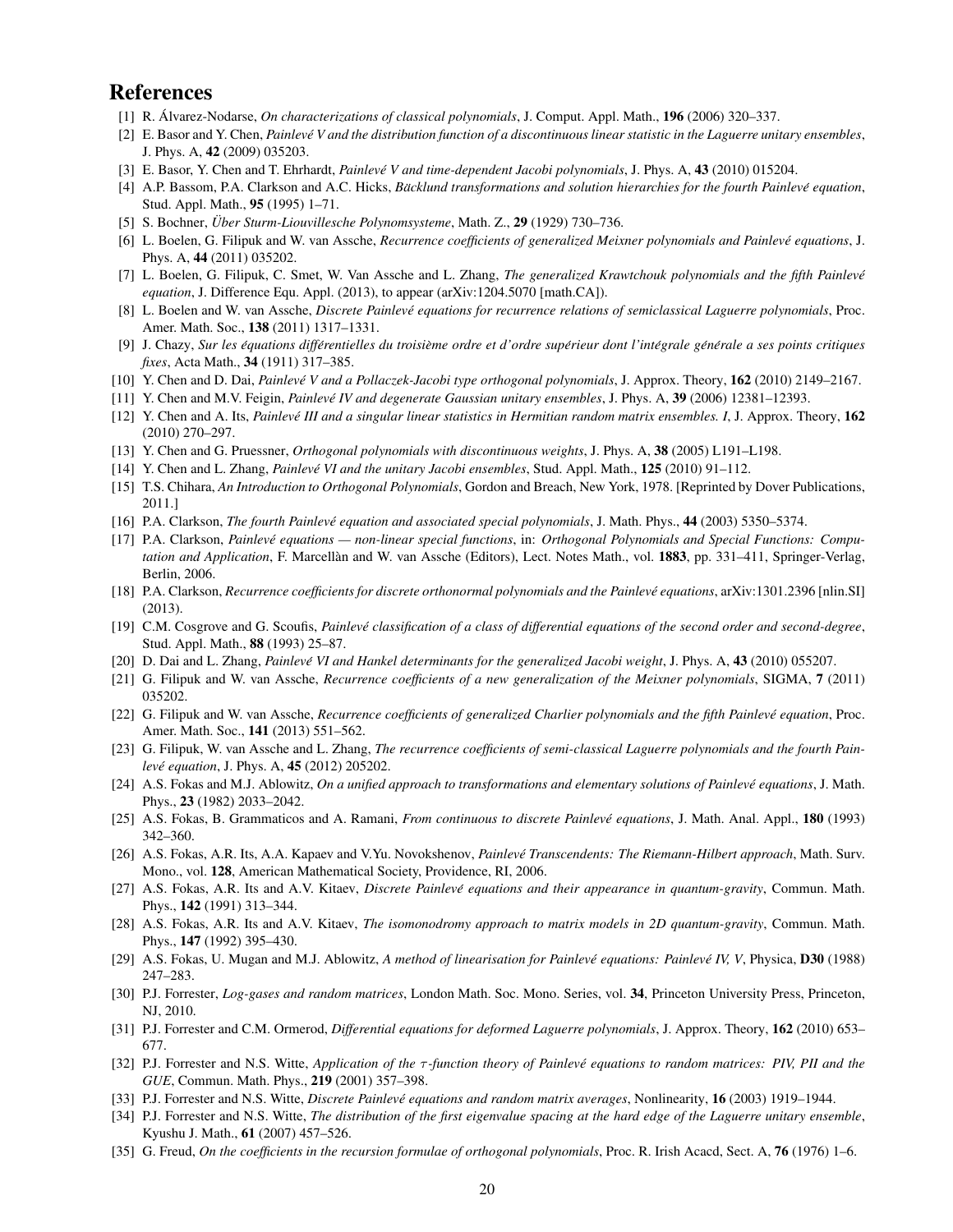## References

[1] R. Álvarez-Nodarse, *On characterizations of classical polynomials*, J. Comput. Appl. Math., **196** (2006) 320–337.

[2] E. Basor and Y. Chen, *Painlevé V and the distribution function of a discontinuous linear statistic in the Laguerre unitary ensembles*, J. Phys. A, **42** (2009) 035203.

[3] E. Basor, Y. Chen and T. Ehrhardt, *Painlevé V and time-dependent Jacobi polynomials*, J. Phys. A, **43** (2010) 015204.

[4] A.P. Bassom, P.A. Clarkson and A.C. Hicks, *Bäcklund transformations and solution hierarchies for the fourth Painlevé equation*, Stud. Appl. Math., **95** (1995) 1–71.

[5] S. Bochner, *Über Sturm-Liouvillesche Polynomsysteme*, Math. Z., **29** (1929) 730–736.

[6] L. Boelen, G. Filipuk and W. van Assche, *Recurrence coefficients of generalized Meixner polynomials and Painlevé equations*, J. Phys. A, **44** (2011) 035202.

[7] L. Boelen, G. Filipuk, C. Smet, W. Van Assche and L. Zhang, *The generalized Krawtchouk polynomials and the fifth Painlevé equation*, J. Difference Equ. Appl. (2013), to appear (arXiv:1204.5070 [math.CA]).

[8] L. Boelen and W. van Assche, *Discrete Painlevé equations for recurrence relations of semiclassical Laguerre polynomials*, Proc. Amer. Math. Soc., **138** (2011) 1317–1331.

[9] J. Chazy, *Sur les équations différentielles du troisième ordre et d'ordre supérieur dont l'intégrale générale a ses points critiques fixes*, Acta Math., **34** (1911) 317–385.

[10] Y. Chen and D. Dai, *Painlevé V and a Pollaczek-Jacobi type orthogonal polynomials*, J. Approx. Theory, **162** (2010) 2149–2167.

[11] Y. Chen and M.V. Feigin, *Painlevé IV and degenerate Gaussian unitary ensembles*, J. Phys. A, **39** (2006) 12381–12393.

[12] Y. Chen and A. Its, *Painlevé III and a singular linear statistics in Hermitian random matrix ensembles. I*, J. Approx. Theory, **162** (2010) 270–297.

[13] Y. Chen and G. Pruessner, *Orthogonal polynomials with discontinuous weights*, J. Phys. A, **38** (2005) L191–L198.

[14] Y. Chen and L. Zhang, *Painlevé VI and the unitary Jacobi ensembles*, Stud. Appl. Math., **125** (2010) 91–112.

[15] T.S. Chihara, *An Introduction to Orthogonal Polynomials*, Gordon and Breach, New York, 1978. [Reprinted by Dover Publications, 2011.]

[16] P.A. Clarkson, *The fourth Painlevé equation and associated special polynomials*, J. Math. Phys., **44** (2003) 5350–5374.

[17] P.A. Clarkson, *Painlevé equations — non-linear special functions*, in: *Orthogonal Polynomials and Special Functions: Computation and Application*, F. Marcellàn and W. van Assche (Editors), Lect. Notes Maths., vol. **1883**, pp. 331–411, Springer-Verlag, Berlin, 2006.

[18] P.A. Clarkson, *Recurrence coefficients for discrete orthonormal polynomials and the Painlevé equations*, arXiv:1301.2396 [nlin.SI] (2013).

[19] C.M. Cosgrove and G. Scoufis, *Painlevé classification of a class of differential equations of the second order and second-degree*, Stud. Appl. Math., **88** (1993) 25–87.

[20] D. Dai and L. Zhang, *Painlevé VI and Hankel determinants for the generalized Jacobi weight*, J. Phys. A, **43** (2010) 055207.

[21] G. Filipuk and W. van Assche, *Recurrence coefficients of a new generalization of the Meixner polynomials*, SIGMA, **7** (2011) 035202.

[22] G. Filipuk and W. van Assche, *Recurrence coefficients of generalized Charlier polynomials and the fifth Painlevé equation*, Proc. Amer. Math. Soc., **141** (2013) 551–562.

[23] G. Filipuk, W. van Assche and L. Zhang, *The recurrence coefficients of semi-classical Laguerre polynomials and the fourth Painlevé equation*, J. Phys. A, **45** (2012) 205202.

[24] A.S. Fokas and M.J. Ablowitz, *On a unified approach to transformations and elementary solutions of Painlevé equations*, J. Math. Phys., **23** (1982) 2033–2042.

[25] A.S. Fokas, B. Grammaticos and A. Ramani, *From continuous to discrete Painlevé equations*, J. Math. Anal. Appl., **180** (1993) 342–360.

[26] A.S. Fokas, A.R. Its, A.A. Kapaev and V.Yu. Novokshenov, *Painlevé Transcendents: The Riemann-Hilbert approach*, Math. Surv. Mono., vol. **128**, American Mathematical Society, Providence, RI, 2006.

[27] A.S. Fokas, A.R. Its and A.V. Kitaev, *Discrete Painlevé equations and their appearance in quantum-gravity*, Commun. Math. Phys., **142** (1991) 313–344.

[28] A.S. Fokas, A.R. Its and A.V. Kitaev, *The isomonodromy approach to matrix models in 2D quantum-gravity*, Commun. Math. Phys., **147** (1992) 395–430.

[29] A.S. Fokas, U. Mugan and M.J. Ablowitz, *A method of linearisation for Painlevé equations: Painlevé IV, V*, Physica, **D30** (1988) 247–283.

[30] P.J. Forrester, *Log-gases and random matrices*, London Math. Soc. Mono. Series, vol. **34**, Princeton University Press, Princeton, NJ, 2010.

[31] P.J. Forrester and C.M. Ormerod, *Differential equations for deformed Laguerre polynomials*, J. Approx. Theory, **162** (2010) 653–677.

[32] P.J. Forrester and N.S. Witte, *Application of the $\tau$-function theory of Painlevé equations to random matrices: PIV, PII and the GUE*, Commun. Math. Phys., **219** (2001) 357–398.

[33] P.J. Forrester and N.S. Witte, *Discrete Painlevé equations and random matrix averages*, Nonlinearity, **16** (2003) 1919–1944.

[34] P.J. Forrester and N.S. Witte, *The distribution of the first eigenvalue spacing at the hard edge of the Laguerre unitary ensemble*, Kyushu J. Math., **61** (2007) 457–526.

[35] G. Freud, *On the coefficients in the recursion formulae of orthogonal polynomials*, Proc. R. Irish Acacd, Sect. A, **76** (1976) 1–6.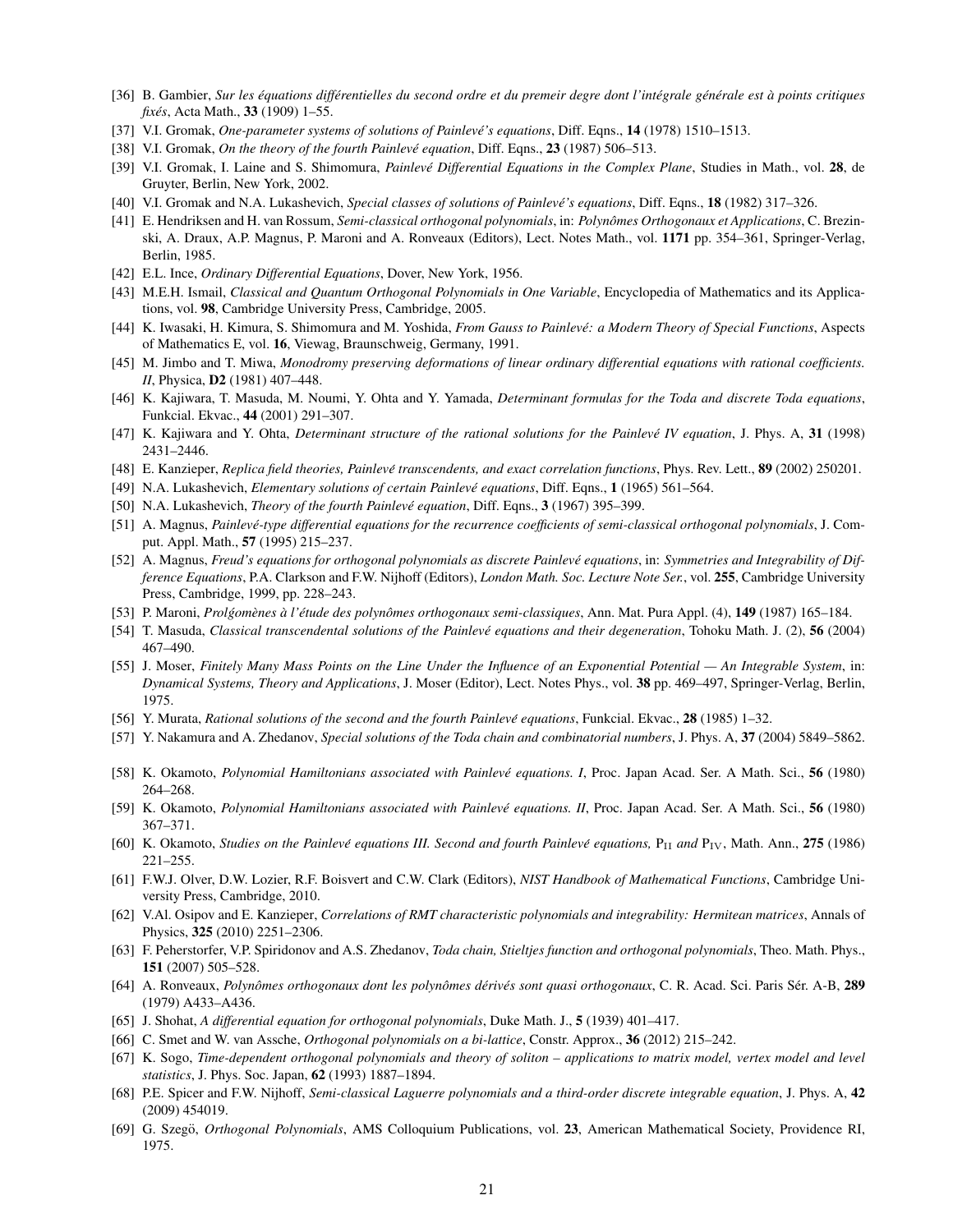[36] B. Gambier, *Sur les équations différentielles du second ordre et du premeir degre dont l'intégrale générale est à points critiques fixés*, Acta Math., **33** (1909) 1–55.

[37] V.I. Gromak, *One-parameter systems of solutions of Painlevé's equations*, Diff. Eqns., **14** (1978) 1510–1513.

[38] V.I. Gromak, *On the theory of the fourth Painlevé equation*, Diff. Eqns., **23** (1987) 506–513.

[39] V.I. Gromak, I. Laine and S. Shimomura, *Painlevé Differential Equations in the Complex Plane*, Studies in Math., vol. **28**, de Gruyter, Berlin, New York, 2002.

[40] V.I. Gromak and N.A. Lukashevich, *Special classes of solutions of Painlevé's equations*, Diff. Eqns., **18** (1982) 317–326.

[41] E. Hendriksen and H. van Rossum, *Semi-classical orthogonal polynomials*, in: *Polynômes Orthogonaux et Applications*, C. Brezinski, A. Draux, A.P. Magnus, P. Maroni and A. Ronveaux (Editors), Lect. Notes Math., vol. **1171** pp. 354–361, Springer-Verlag, Berlin, 1985.

[42] E.L. Ince, *Ordinary Differential Equations*, Dover, New York, 1956.

[43] M.E.H. Ismail, *Classical and Quantum Orthogonal Polynomials in One Variable*, Encyclopedia of Mathematics and its Applications, vol. **98**, Cambridge University Press, Cambridge, 2005.

[44] K. Iwasaki, H. Kimura, S. Shimomura and M. Yoshida, *From Gauss to Painlevé: a Modern Theory of Special Functions*, Aspects of Mathematics E, vol. **16**, Viewag, Braunschweig, Germany, 1991.

[45] M. Jimbo and T. Miwa, *Monodromy preserving deformations of linear ordinary differential equations with rational coefficients. II*, Physica, **D2** (1981) 407–448.

[46] K. Kajiwara, T. Masuda, M. Noumi, Y. Ohta and Y. Yamada, *Determinant formulas for the Toda and discrete Toda equations*, Funkcial. Ekvac., **44** (2001) 291–307.

[47] K. Kajiwara and Y. Ohta, *Determinant structure of the rational solutions for the Painlevé IV equation*, J. Phys. A, **31** (1998) 2431–2446.

[48] E. Kanzieper, *Replica field theories, Painlevé transcendents, and exact correlation functions*, Phys. Rev. Lett., **89** (2002) 250201.

[49] N.A. Lukashevich, *Elementary solutions of certain Painlevé equations*, Diff. Eqns., **1** (1965) 561–564.

[50] N.A. Lukashevich, *Theory of the fourth Painlevé equation*, Diff. Eqns., **3** (1967) 395–399.

[51] A. Magnus, *Painlevé-type differential equations for the recurrence coefficients of semi-classical orthogonal polynomials*, J. Comput. Appl. Math., **57** (1995) 215–237.

[52] A. Magnus, *Freud's equations for orthogonal polynomials as discrete Painlevé equations*, in: *Symmetries and Integrability of Difference Equations*, P.A. Clarkson and F.W. Nijhoff (Editors), *London Math. Soc. Lecture Note Ser.*, vol. **255**, Cambridge University Press, Cambridge, 1999, pp. 228–243.

[53] P. Maroni, *Prolǵomènes à l'étude des polynômes orthogonaux semi-classiques*, Ann. Mat. Pura Appl. (4), **149** (1987) 165–184.

[54] T. Masuda, *Classical transcendental solutions of the Painlevé equations and their degeneration*, Tohoku Math. J. (2), **56** (2004) 467–490.

[55] J. Moser, *Finitely Many Mass Points on the Line Under the Influence of an Exponential Potential — An Integrable System*, in: *Dynamical Systems, Theory and Applications*, J. Moser (Editor), Lect. Notes Phys., vol. **38** pp. 469–497, Springer-Verlag, Berlin, 1975.

[56] Y. Murata, *Rational solutions of the second and the fourth Painlevé equations*, Funkcial. Ekvac., **28** (1985) 1–32.

[57] Y. Nakamura and A. Zhedanov, *Special solutions of the Toda chain and combinatorial numbers*, J. Phys. A, **37** (2004) 5849–5862.

[58] K. Okamoto, *Polynomial Hamiltonians associated with Painlevé equations. I*, Proc. Japan Acad. Ser. A Math. Sci., **56** (1980) 264–268.

[59] K. Okamoto, *Polynomial Hamiltonians associated with Painlevé equations. II*, Proc. Japan Acad. Ser. A Math. Sci., **56** (1980) 367–371.

[60] K. Okamoto, *Studies on the Painlevé equations III. Second and fourth Painlevé equations,* $\mathrm{P_{II}}$ *and* $\mathrm{P_{IV}}$, Math. Ann., **275** (1986) 221–255.

[61] F.W.J. Olver, D.W. Lozier, R.F. Boisvert and C.W. Clark (Editors), *NIST Handbook of Mathematical Functions*, Cambridge University Press, Cambridge, 2010.

[62] V.Al. Osipov and E. Kanzieper, *Correlations of RMT characteristic polynomials and integrability: Hermitean matrices*, Annals of Physics, **325** (2010) 2251–2306.

[63] F. Peherstorfer, V.P. Spiridonov and A.S. Zhedanov, *Toda chain, Stieltjes function and orthogonal polynomials*, Theo. Math. Phys., **151** (2007) 505–528.

[64] A. Ronveaux, *Polynômes orthogonaux dont les polynômes dérivés sont quasi orthogonaux*, C. R. Acad. Sci. Paris Sér. A-B, **289** (1979) A433–A436.

[65] J. Shohat, *A differential equation for orthogonal polynomials*, Duke Math. J., **5** (1939) 401–417.

[66] C. Smet and W. van Assche, *Orthogonal polynomials on a bi-lattice*, Constr. Approx., **36** (2012) 215–242.

[67] K. Sogo, *Time-dependent orthogonal polynomials and theory of soliton – applications to matrix model, vertex model and level statistics*, J. Phys. Soc. Japan, **62** (1993) 1887–1894.

[68] P.E. Spicer and F.W. Nijhoff, *Semi-classical Laguerre polynomials and a third-order discrete integrable equation*, J. Phys. A, **42** (2009) 454019.

[69] G. Szegö, *Orthogonal Polynomials*, AMS Colloquium Publications, vol. **23**, American Mathematical Society, Providence RI, 1975.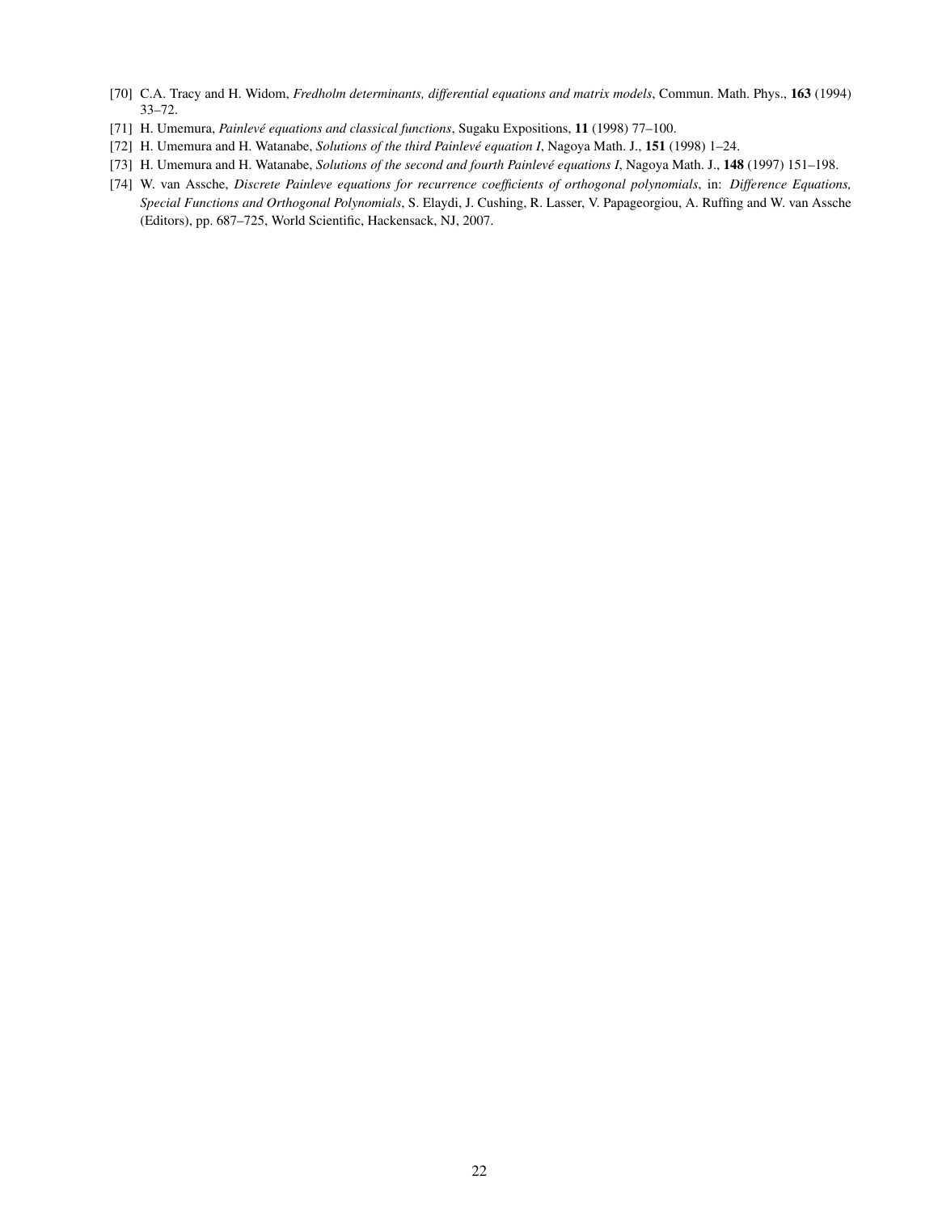[70] C.A. Tracy and H. Widom, *Fredholm determinants, differential equations and matrix models*, Commun. Math. Phys., **163** (1994) 33–72.

[71] H. Umemura, *Painlevé equations and classical functions*, Sugaku Expositions, **11** (1998) 77–100.

[72] H. Umemura and H. Watanabe, *Solutions of the third Painlevé equation I*, Nagoya Math. J., **151** (1998) 1–24.

[73] H. Umemura and H. Watanabe, *Solutions of the second and fourth Painlevé equations I*, Nagoya Math. J., **148** (1997) 151–198.

[74] W. van Assche, *Discrete Painleve equations for recurrence coefficients of orthogonal polynomials*, in: *Difference Equations, Special Functions and Orthogonal Polynomials*, S. Elaydi, J. Cushing, R. Lasser, V. Papageorgiou, A. Ruffing and W. van Assche (Editors), pp. 687–725, World Scientific, Hackensack, NJ, 2007.